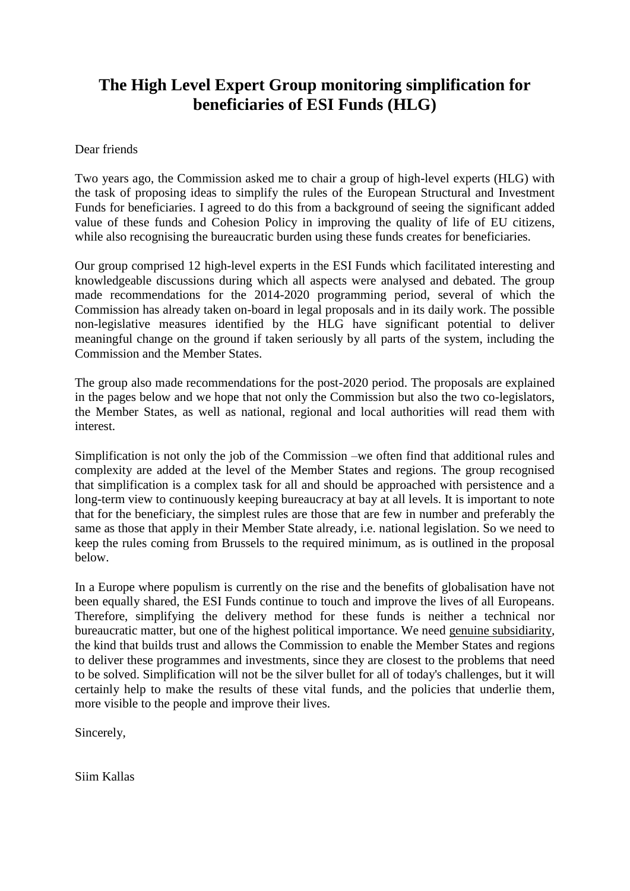# The High Level Expert Group monitoring simplification for beneficiaries of ESI Funds (HLG)

Dear friends

Two years ago, the Commission asked me to chair a group of high-level experts (HLG) with the task of proposing ideas to simplify the rules of the European Structural and Investment Funds for beneficiaries. I agreed to do this from a background of seeing the significant added value of these funds and Cohesion Policy in improving the quality of life of EU citizens, while also recognising the bureaucratic burden using these funds creates for beneficiaries.

Our group comprised 12 high-level experts in the ESI Funds which facilitated interesting and knowledgeable discussions during which all aspects were analysed and debated. The group made recommendations for the 2014-2020 programming period, several of which the Commission has already taken on-board in legal proposals and in its daily work. The possible non-legislative measures identified by the HLG have significant potential to deliver meaningful change on the ground if taken seriously by all parts of the system, including the Commission and the Member States.

The group also made recommendations for the post-2020 period. The proposals are explained in the pages below and we hope that not only the Commission but also the two co-legislators, the Member States, as well as national, regional and local authorities will read them with interest.

Simplification is not only the job of the Commission –we often find that additional rules and complexity are added at the level of the Member States and regions. The group recognised that simplification is a complex task for all and should be approached with persistence and a long-term view to continuously keeping bureaucracy at bay at all levels. It is important to note that for the beneficiary, the simplest rules are those that are few in number and preferably the same as those that apply in their Member State already, i.e. national legislation. So we need to keep the rules coming from Brussels to the required minimum, as is outlined in the proposal below.

In a Europe where populism is currently on the rise and the benefits of globalisation have not been equally shared, the ESI Funds continue to touch and improve the lives of all Europeans. Therefore, simplifying the delivery method for these funds is neither a technical nor bureaucratic matter, but one of the highest political importance. We need genuine subsidiarity, the kind that builds trust and allows the Commission to enable the Member States and regions to deliver these programmes and investments, since they are closest to the problems that need to be solved. Simplification will not be the silver bullet for all of today's challenges, but it will certainly help to make the results of these vital funds, and the policies that underlie them, more visible to the people and improve their lives.

Sincerely,

Siim Kallas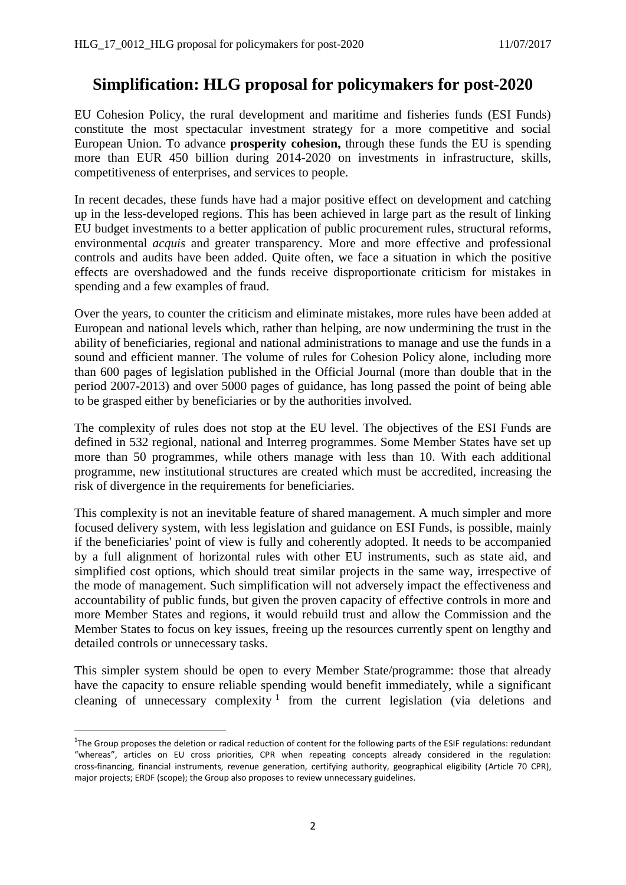# Simplification: HLG proposal for policymakers for post-2020

EU Cohesion Policy, the rural development and maritime and fisheries funds (ESI Funds) constitute the most spectacular investment strategy for a more competitive and social European Union. To advance **prosperity cohesion,** through these funds the EU is spending more than EUR 450 billion during 2014-2020 on investments in infrastructure, skills, competitiveness of enterprises, and services to people.

In recent decades, these funds have had a major positive effect on development and catching up in the less-developed regions. This has been achieved in large part as the result of linking EU budget investments to a better application of public procurement rules, structural reforms, environmental *acquis* and greater transparency. More and more effective and professional controls and audits have been added. Quite often, we face a situation in which the positive effects are overshadowed and the funds receive disproportionate criticism for mistakes in spending and a few examples of fraud.

Over the years, to counter the criticism and eliminate mistakes, more rules have been added at European and national levels which, rather than helping, are now undermining the trust in the ability of beneficiaries, regional and national administrations to manage and use the funds in a sound and efficient manner. The volume of rules for Cohesion Policy alone, including more than 600 pages of legislation published in the Official Journal (more than double that in the period 2007-2013) and over 5000 pages of guidance, has long passed the point of being able to be grasped either by beneficiaries or by the authorities involved.

The complexity of rules does not stop at the EU level. The objectives of the ESI Funds are defined in 532 regional, national and Interreg programmes. Some Member States have set up more than 50 programmes, while others manage with less than 10. With each additional programme, new institutional structures are created which must be accredited, increasing the risk of divergence in the requirements for beneficiaries.

This complexity is not an inevitable feature of shared management. A much simpler and more focused delivery system, with less legislation and guidance on ESI Funds, is possible, mainly if the beneficiaries' point of view is fully and coherently adopted. It needs to be accompanied by a full alignment of horizontal rules with other EU instruments, such as state aid, and simplified cost options, which should treat similar projects in the same way, irrespective of the mode of management. Such simplification will not adversely impact the effectiveness and accountability of public funds, but given the proven capacity of effective controls in more and more Member States and regions, it would rebuild trust and allow the Commission and the Member States to focus on key issues, freeing up the resources currently spent on lengthy and detailed controls or unnecessary tasks.

This simpler system should be open to every Member State/programme: those that already have the capacity to ensure reliable spending would benefit immediately, while a significant cleaning of unnecessary complexity[1] from the current legislation (via deletions and

[1] The Group proposes the deletion or radical reduction of content for the following parts of the ESIF regulations: redundant "whereas", articles on EU cross priorities, CPR when repeating concepts already considered in the regulation: cross-financing, financial instruments, revenue generation, certifying authority, geographical eligibility (Article 70 CPR), major projects; ERDF (scope); the Group also proposes to review unnecessary guidelines.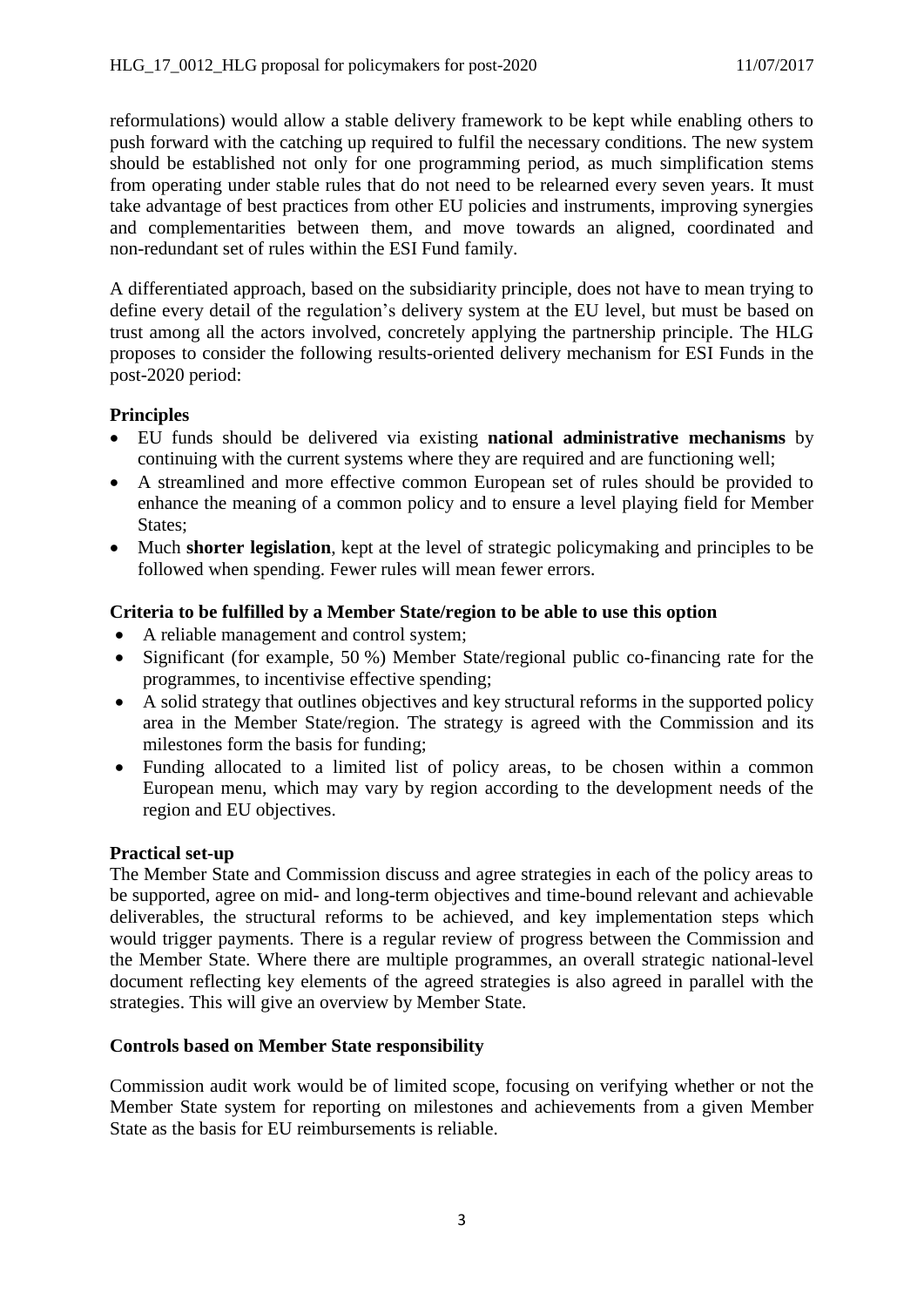reformulations) would allow a stable delivery framework to be kept while enabling others to push forward with the catching up required to fulfil the necessary conditions. The new system should be established not only for one programming period, as much simplification stems from operating under stable rules that do not need to be relearned every seven years. It must take advantage of best practices from other EU policies and instruments, improving synergies and complementarities between them, and move towards an aligned, coordinated and non-redundant set of rules within the ESI Fund family.

A differentiated approach, based on the subsidiarity principle, does not have to mean trying to define every detail of the regulation's delivery system at the EU level, but must be based on trust among all the actors involved, concretely applying the partnership principle. The HLG proposes to consider the following results-oriented delivery mechanism for ESI Funds in the post-2020 period:

**Principles**

- EU funds should be delivered via existing **national administrative mechanisms** by continuing with the current systems where they are required and are functioning well;
- A streamlined and more effective common European set of rules should be provided to enhance the meaning of a common policy and to ensure a level playing field for Member States;
- Much **shorter legislation**, kept at the level of strategic policymaking and principles to be followed when spending. Fewer rules will mean fewer errors.

**Criteria to be fulfilled by a Member State/region to be able to use this option**

- A reliable management and control system;
- Significant (for example, 50 %) Member State/regional public co-financing rate for the programmes, to incentivise effective spending;
- A solid strategy that outlines objectives and key structural reforms in the supported policy area in the Member State/region. The strategy is agreed with the Commission and its milestones form the basis for funding;
- Funding allocated to a limited list of policy areas, to be chosen within a common European menu, which may vary by region according to the development needs of the region and EU objectives.

**Practical set-up**

The Member State and Commission discuss and agree strategies in each of the policy areas to be supported, agree on mid- and long-term objectives and time-bound relevant and achievable deliverables, the structural reforms to be achieved, and key implementation steps which would trigger payments. There is a regular review of progress between the Commission and the Member State. Where there are multiple programmes, an overall strategic national-level document reflecting key elements of the agreed strategies is also agreed in parallel with the strategies. This will give an overview by Member State.

**Controls based on Member State responsibility**

Commission audit work would be of limited scope, focusing on verifying whether or not the Member State system for reporting on milestones and achievements from a given Member State as the basis for EU reimbursements is reliable.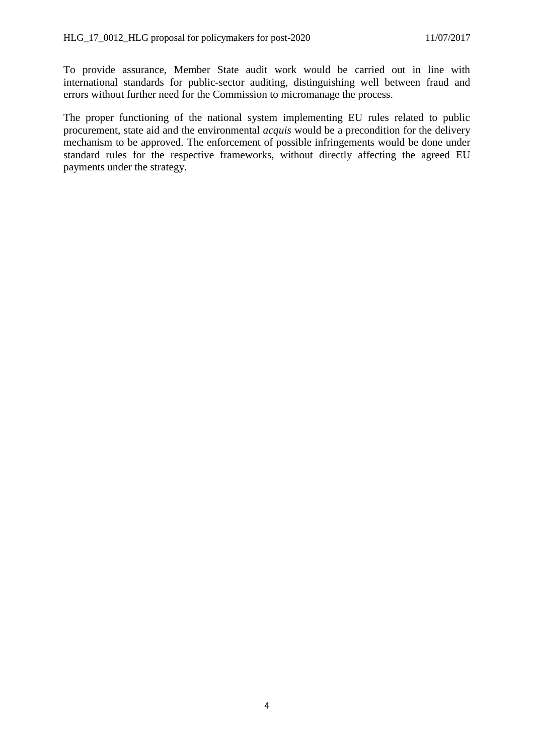To provide assurance, Member State audit work would be carried out in line with international standards for public-sector auditing, distinguishing well between fraud and errors without further need for the Commission to micromanage the process.

The proper functioning of the national system implementing EU rules related to public procurement, state aid and the environmental *acquis* would be a precondition for the delivery mechanism to be approved. The enforcement of possible infringements would be done under standard rules for the respective frameworks, without directly affecting the agreed EU payments under the strategy.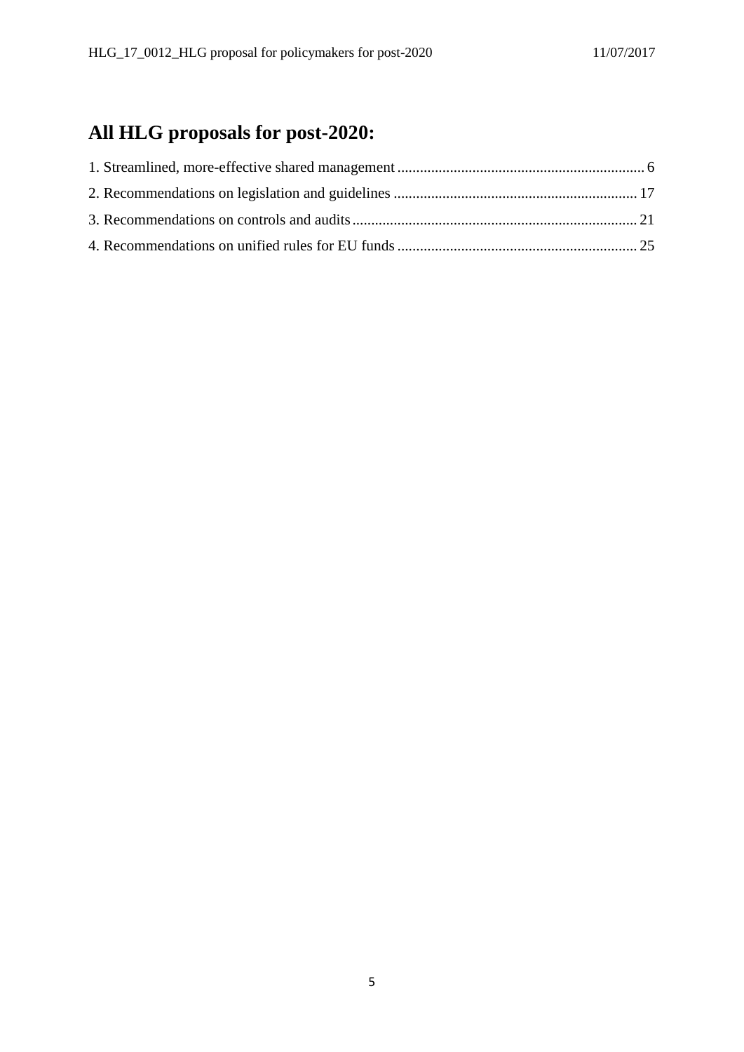# All HLG proposals for post-2020:

1. Streamlined, more-effective shared management ........ 6
2. Recommendations on legislation and guidelines ........ 17
3. Recommendations on controls and audits ........ 21
4. Recommendations on unified rules for EU funds ........ 25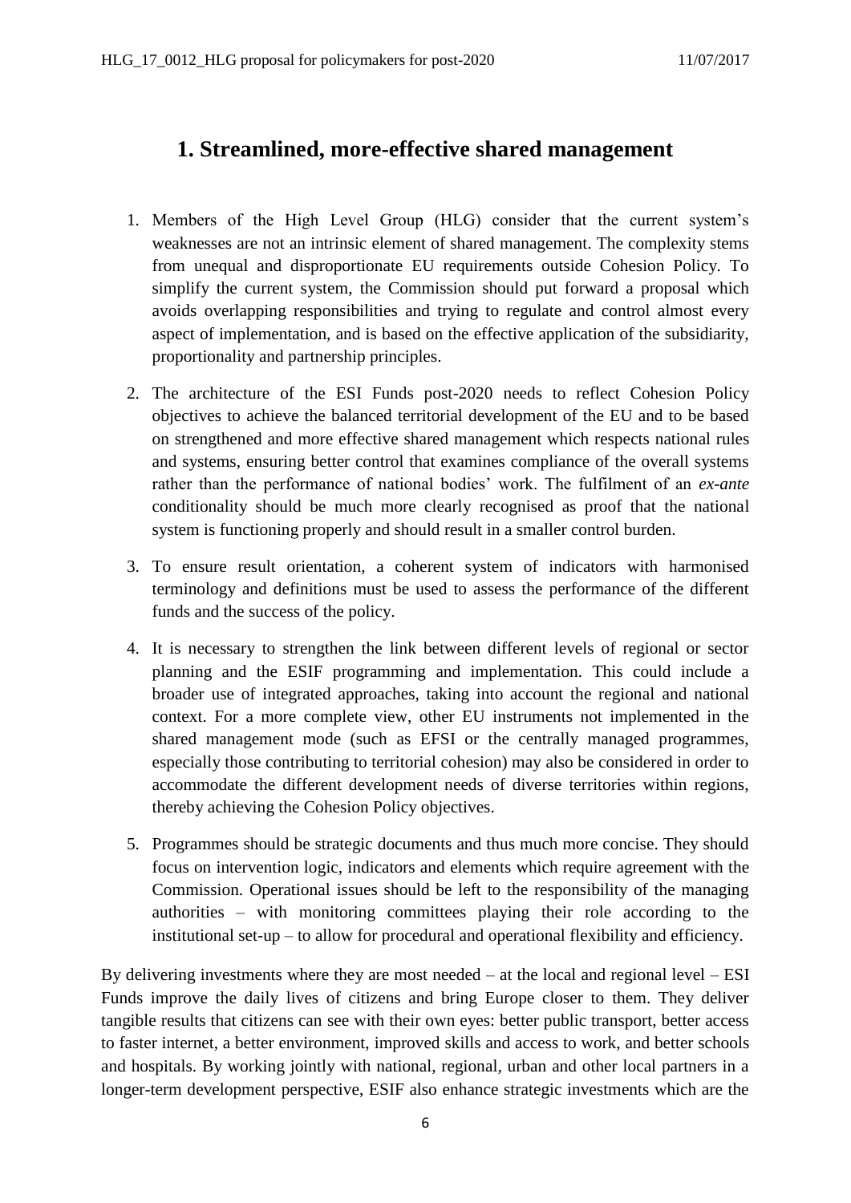## 1. Streamlined, more-effective shared management

1. Members of the High Level Group (HLG) consider that the current system's weaknesses are not an intrinsic element of shared management. The complexity stems from unequal and disproportionate EU requirements outside Cohesion Policy. To simplify the current system, the Commission should put forward a proposal which avoids overlapping responsibilities and trying to regulate and control almost every aspect of implementation, and is based on the effective application of the subsidiarity, proportionality and partnership principles.

2. The architecture of the ESI Funds post-2020 needs to reflect Cohesion Policy objectives to achieve the balanced territorial development of the EU and to be based on strengthened and more effective shared management which respects national rules and systems, ensuring better control that examines compliance of the overall systems rather than the performance of national bodies' work. The fulfilment of an *ex-ante* conditionality should be much more clearly recognised as proof that the national system is functioning properly and should result in a smaller control burden.

3. To ensure result orientation, a coherent system of indicators with harmonised terminology and definitions must be used to assess the performance of the different funds and the success of the policy.

4. It is necessary to strengthen the link between different levels of regional or sector planning and the ESIF programming and implementation. This could include a broader use of integrated approaches, taking into account the regional and national context. For a more complete view, other EU instruments not implemented in the shared management mode (such as EFSI or the centrally managed programmes, especially those contributing to territorial cohesion) may also be considered in order to accommodate the different development needs of diverse territories within regions, thereby achieving the Cohesion Policy objectives.

5. Programmes should be strategic documents and thus much more concise. They should focus on intervention logic, indicators and elements which require agreement with the Commission. Operational issues should be left to the responsibility of the managing authorities – with monitoring committees playing their role according to the institutional set-up – to allow for procedural and operational flexibility and efficiency.

By delivering investments where they are most needed – at the local and regional level – ESI Funds improve the daily lives of citizens and bring Europe closer to them. They deliver tangible results that citizens can see with their own eyes: better public transport, better access to faster internet, a better environment, improved skills and access to work, and better schools and hospitals. By working jointly with national, regional, urban and other local partners in a longer-term development perspective, ESIF also enhance strategic investments which are the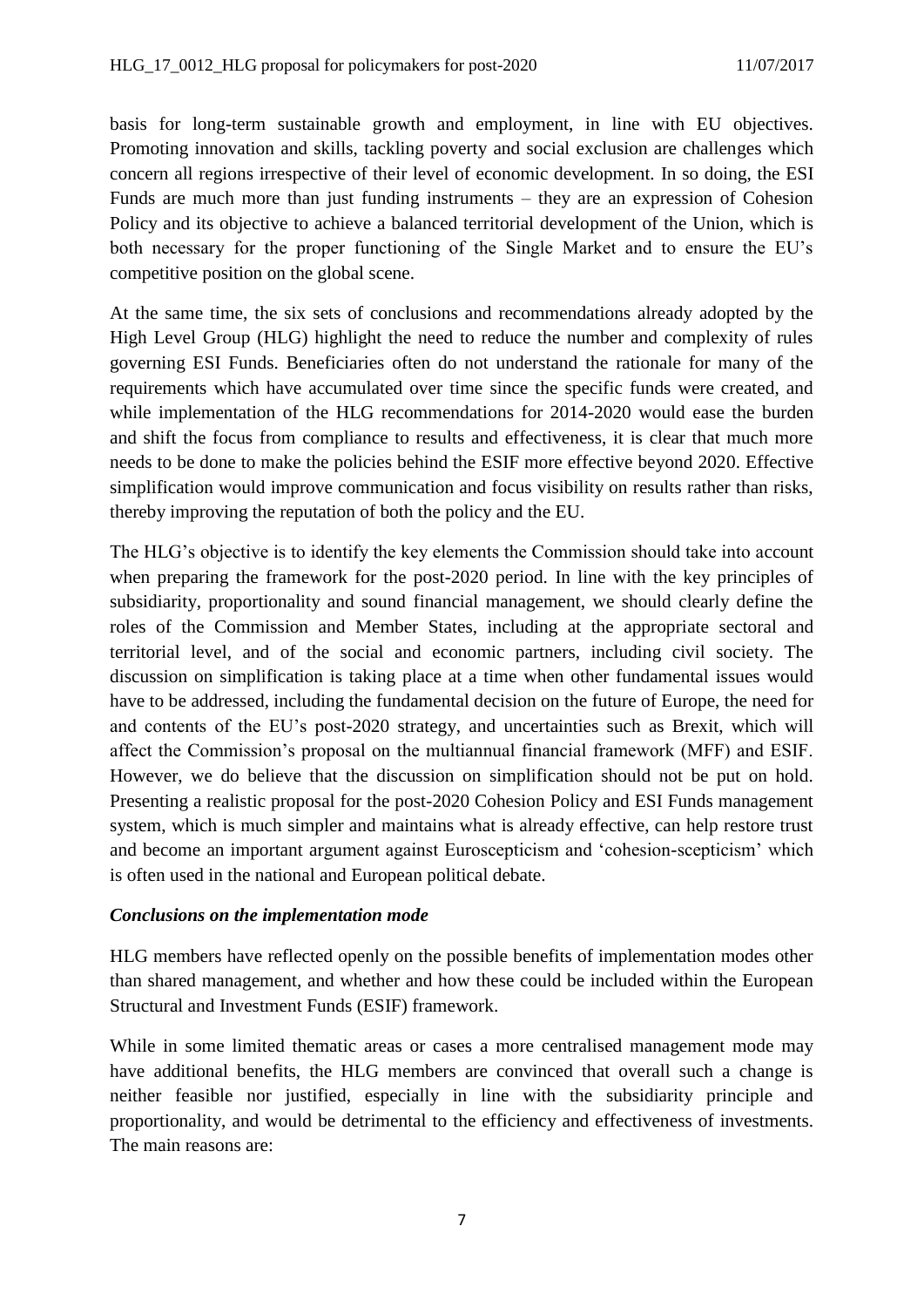basis for long-term sustainable growth and employment, in line with EU objectives. Promoting innovation and skills, tackling poverty and social exclusion are challenges which concern all regions irrespective of their level of economic development. In so doing, the ESI Funds are much more than just funding instruments – they are an expression of Cohesion Policy and its objective to achieve a balanced territorial development of the Union, which is both necessary for the proper functioning of the Single Market and to ensure the EU's competitive position on the global scene.

At the same time, the six sets of conclusions and recommendations already adopted by the High Level Group (HLG) highlight the need to reduce the number and complexity of rules governing ESI Funds. Beneficiaries often do not understand the rationale for many of the requirements which have accumulated over time since the specific funds were created, and while implementation of the HLG recommendations for 2014-2020 would ease the burden and shift the focus from compliance to results and effectiveness, it is clear that much more needs to be done to make the policies behind the ESIF more effective beyond 2020. Effective simplification would improve communication and focus visibility on results rather than risks, thereby improving the reputation of both the policy and the EU.

The HLG's objective is to identify the key elements the Commission should take into account when preparing the framework for the post-2020 period. In line with the key principles of subsidiarity, proportionality and sound financial management, we should clearly define the roles of the Commission and Member States, including at the appropriate sectoral and territorial level, and of the social and economic partners, including civil society. The discussion on simplification is taking place at a time when other fundamental issues would have to be addressed, including the fundamental decision on the future of Europe, the need for and contents of the EU's post-2020 strategy, and uncertainties such as Brexit, which will affect the Commission's proposal on the multiannual financial framework (MFF) and ESIF. However, we do believe that the discussion on simplification should not be put on hold. Presenting a realistic proposal for the post-2020 Cohesion Policy and ESI Funds management system, which is much simpler and maintains what is already effective, can help restore trust and become an important argument against Euroscepticism and 'cohesion-scepticism' which is often used in the national and European political debate.

***Conclusions on the implementation mode***

HLG members have reflected openly on the possible benefits of implementation modes other than shared management, and whether and how these could be included within the European Structural and Investment Funds (ESIF) framework.

While in some limited thematic areas or cases a more centralised management mode may have additional benefits, the HLG members are convinced that overall such a change is neither feasible nor justified, especially in line with the subsidiarity principle and proportionality, and would be detrimental to the efficiency and effectiveness of investments. The main reasons are: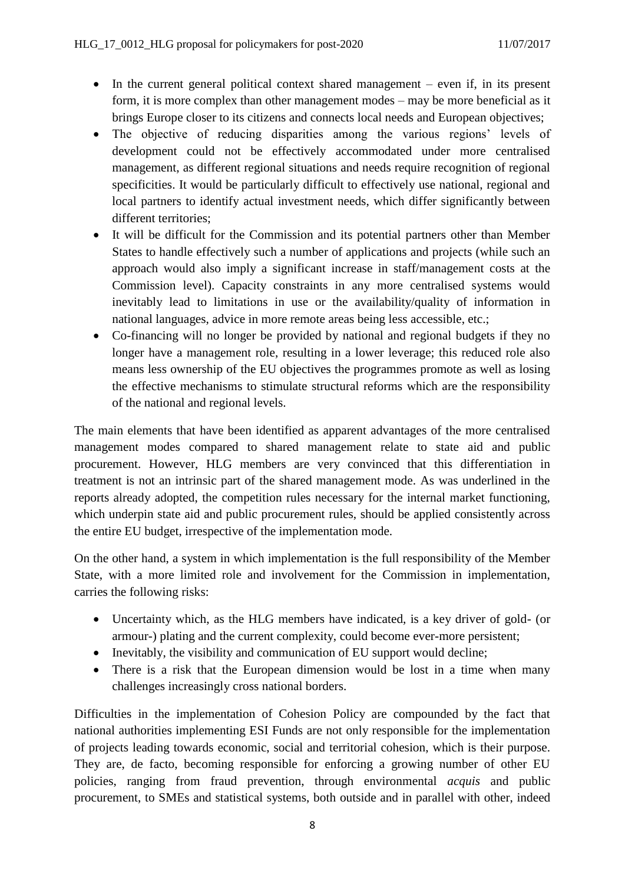- In the current general political context shared management – even if, in its present form, it is more complex than other management modes – may be more beneficial as it brings Europe closer to its citizens and connects local needs and European objectives;
- The objective of reducing disparities among the various regions' levels of development could not be effectively accommodated under more centralised management, as different regional situations and needs require recognition of regional specificities. It would be particularly difficult to effectively use national, regional and local partners to identify actual investment needs, which differ significantly between different territories;
- It will be difficult for the Commission and its potential partners other than Member States to handle effectively such a number of applications and projects (while such an approach would also imply a significant increase in staff/management costs at the Commission level). Capacity constraints in any more centralised systems would inevitably lead to limitations in use or the availability/quality of information in national languages, advice in more remote areas being less accessible, etc.;
- Co-financing will no longer be provided by national and regional budgets if they no longer have a management role, resulting in a lower leverage; this reduced role also means less ownership of the EU objectives the programmes promote as well as losing the effective mechanisms to stimulate structural reforms which are the responsibility of the national and regional levels.

The main elements that have been identified as apparent advantages of the more centralised management modes compared to shared management relate to state aid and public procurement. However, HLG members are very convinced that this differentiation in treatment is not an intrinsic part of the shared management mode. As was underlined in the reports already adopted, the competition rules necessary for the internal market functioning, which underpin state aid and public procurement rules, should be applied consistently across the entire EU budget, irrespective of the implementation mode.

On the other hand, a system in which implementation is the full responsibility of the Member State, with a more limited role and involvement for the Commission in implementation, carries the following risks:

- Uncertainty which, as the HLG members have indicated, is a key driver of gold- (or armour-) plating and the current complexity, could become ever-more persistent;
- Inevitably, the visibility and communication of EU support would decline;
- There is a risk that the European dimension would be lost in a time when many challenges increasingly cross national borders.

Difficulties in the implementation of Cohesion Policy are compounded by the fact that national authorities implementing ESI Funds are not only responsible for the implementation of projects leading towards economic, social and territorial cohesion, which is their purpose. They are, de facto, becoming responsible for enforcing a growing number of other EU policies, ranging from fraud prevention, through environmental *acquis* and public procurement, to SMEs and statistical systems, both outside and in parallel with other, indeed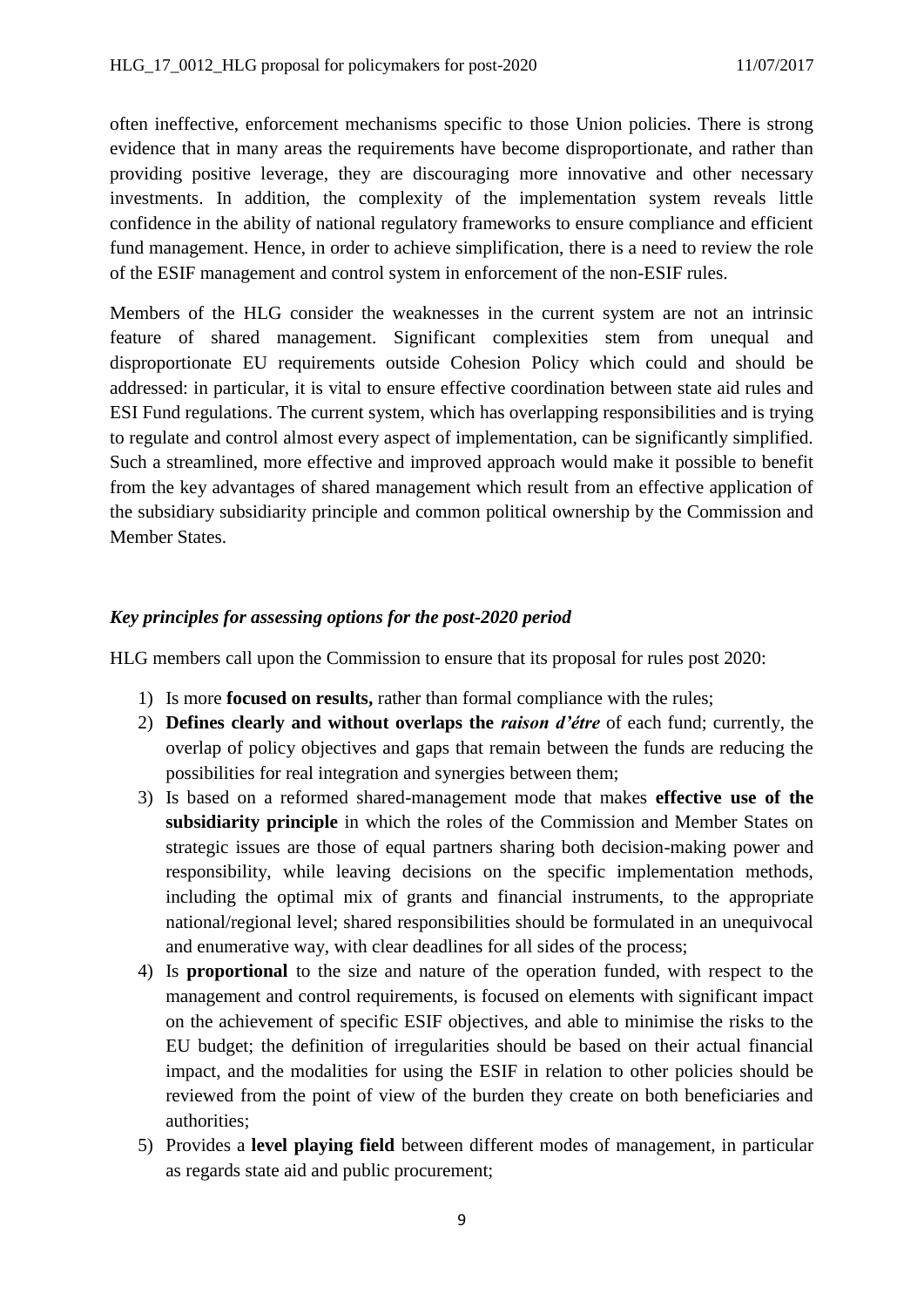often ineffective, enforcement mechanisms specific to those Union policies. There is strong evidence that in many areas the requirements have become disproportionate, and rather than providing positive leverage, they are discouraging more innovative and other necessary investments. In addition, the complexity of the implementation system reveals little confidence in the ability of national regulatory frameworks to ensure compliance and efficient fund management. Hence, in order to achieve simplification, there is a need to review the role of the ESIF management and control system in enforcement of the non-ESIF rules.

Members of the HLG consider the weaknesses in the current system are not an intrinsic feature of shared management. Significant complexities stem from unequal and disproportionate EU requirements outside Cohesion Policy which could and should be addressed: in particular, it is vital to ensure effective coordination between state aid rules and ESI Fund regulations. The current system, which has overlapping responsibilities and is trying to regulate and control almost every aspect of implementation, can be significantly simplified. Such a streamlined, more effective and improved approach would make it possible to benefit from the key advantages of shared management which result from an effective application of the subsidiary subsidiarity principle and common political ownership by the Commission and Member States.

### *Key principles for assessing options for the post-2020 period*

HLG members call upon the Commission to ensure that its proposal for rules post 2020:

1) Is more **focused on results,** rather than formal compliance with the rules;
2) **Defines clearly and without overlaps the *raison d'étre*** of each fund; currently, the overlap of policy objectives and gaps that remain between the funds are reducing the possibilities for real integration and synergies between them;
3) Is based on a reformed shared-management mode that makes **effective use of the subsidiarity principle** in which the roles of the Commission and Member States on strategic issues are those of equal partners sharing both decision-making power and responsibility, while leaving decisions on the specific implementation methods, including the optimal mix of grants and financial instruments, to the appropriate national/regional level; shared responsibilities should be formulated in an unequivocal and enumerative way, with clear deadlines for all sides of the process;
4) Is **proportional** to the size and nature of the operation funded, with respect to the management and control requirements, is focused on elements with significant impact on the achievement of specific ESIF objectives, and able to minimise the risks to the EU budget; the definition of irregularities should be based on their actual financial impact, and the modalities for using the ESIF in relation to other policies should be reviewed from the point of view of the burden they create on both beneficiaries and authorities;
5) Provides a **level playing field** between different modes of management, in particular as regards state aid and public procurement;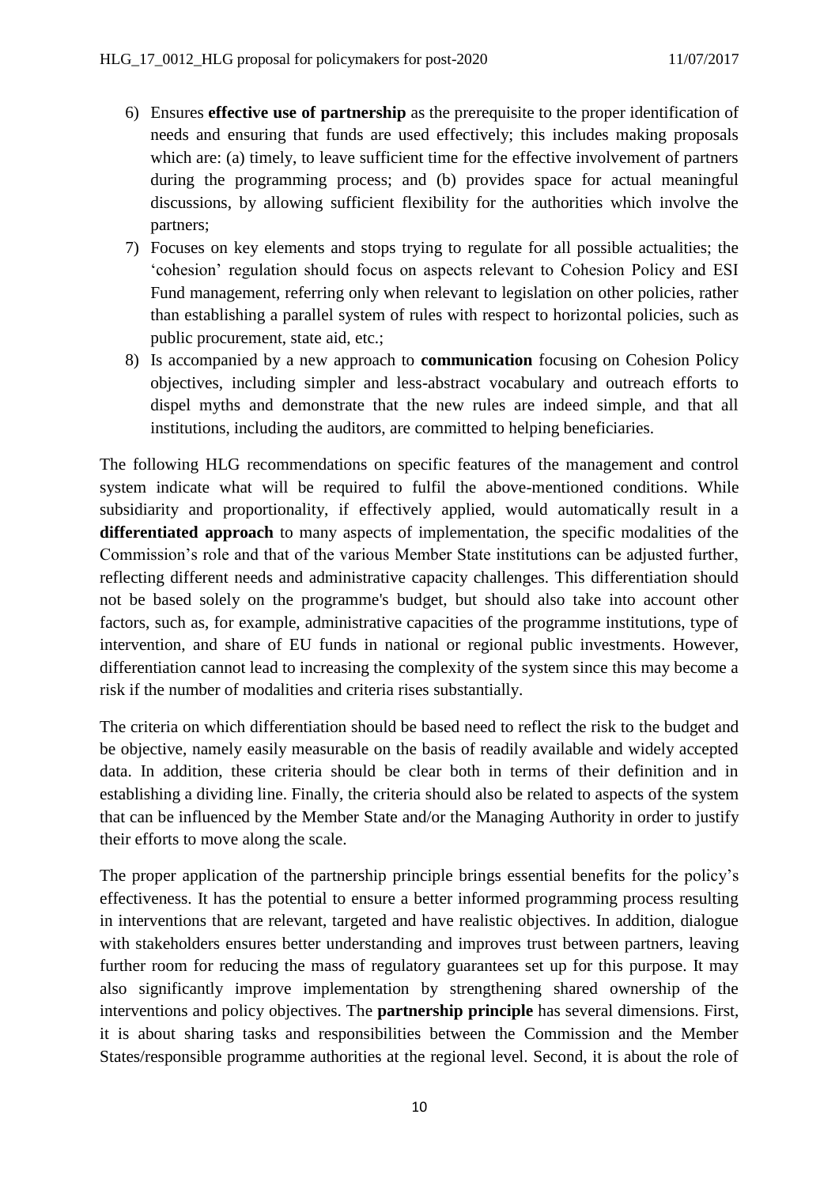6) Ensures **effective use of partnership** as the prerequisite to the proper identification of needs and ensuring that funds are used effectively; this includes making proposals which are: (a) timely, to leave sufficient time for the effective involvement of partners during the programming process; and (b) provides space for actual meaningful discussions, by allowing sufficient flexibility for the authorities which involve the partners;
7) Focuses on key elements and stops trying to regulate for all possible actualities; the 'cohesion' regulation should focus on aspects relevant to Cohesion Policy and ESI Fund management, referring only when relevant to legislation on other policies, rather than establishing a parallel system of rules with respect to horizontal policies, such as public procurement, state aid, etc.;
8) Is accompanied by a new approach to **communication** focusing on Cohesion Policy objectives, including simpler and less-abstract vocabulary and outreach efforts to dispel myths and demonstrate that the new rules are indeed simple, and that all institutions, including the auditors, are committed to helping beneficiaries.

The following HLG recommendations on specific features of the management and control system indicate what will be required to fulfil the above-mentioned conditions. While subsidiarity and proportionality, if effectively applied, would automatically result in a **differentiated approach** to many aspects of implementation, the specific modalities of the Commission's role and that of the various Member State institutions can be adjusted further, reflecting different needs and administrative capacity challenges. This differentiation should not be based solely on the programme's budget, but should also take into account other factors, such as, for example, administrative capacities of the programme institutions, type of intervention, and share of EU funds in national or regional public investments. However, differentiation cannot lead to increasing the complexity of the system since this may become a risk if the number of modalities and criteria rises substantially.

The criteria on which differentiation should be based need to reflect the risk to the budget and be objective, namely easily measurable on the basis of readily available and widely accepted data. In addition, these criteria should be clear both in terms of their definition and in establishing a dividing line. Finally, the criteria should also be related to aspects of the system that can be influenced by the Member State and/or the Managing Authority in order to justify their efforts to move along the scale.

The proper application of the partnership principle brings essential benefits for the policy's effectiveness. It has the potential to ensure a better informed programming process resulting in interventions that are relevant, targeted and have realistic objectives. In addition, dialogue with stakeholders ensures better understanding and improves trust between partners, leaving further room for reducing the mass of regulatory guarantees set up for this purpose. It may also significantly improve implementation by strengthening shared ownership of the interventions and policy objectives. The **partnership principle** has several dimensions. First, it is about sharing tasks and responsibilities between the Commission and the Member States/responsible programme authorities at the regional level. Second, it is about the role of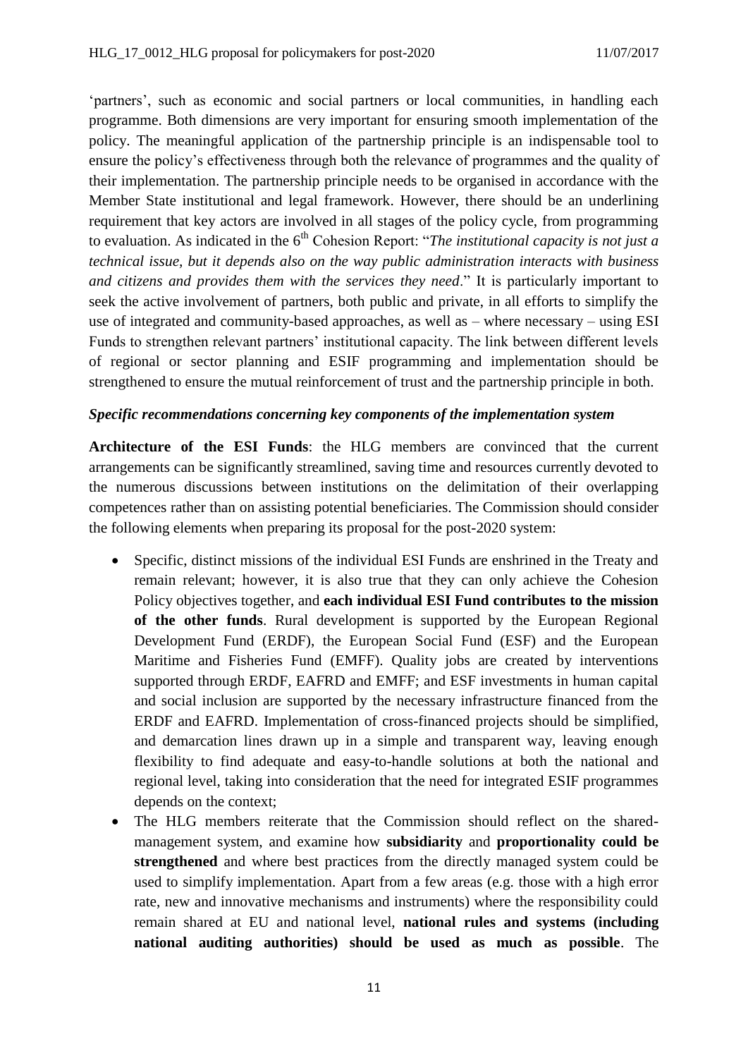'partners', such as economic and social partners or local communities, in handling each programme. Both dimensions are very important for ensuring smooth implementation of the policy. The meaningful application of the partnership principle is an indispensable tool to ensure the policy's effectiveness through both the relevance of programmes and the quality of their implementation. The partnership principle needs to be organised in accordance with the Member State institutional and legal framework. However, there should be an underlining requirement that key actors are involved in all stages of the policy cycle, from programming to evaluation. As indicated in the 6th Cohesion Report: "*The institutional capacity is not just a technical issue, but it depends also on the way public administration interacts with business and citizens and provides them with the services they need*." It is particularly important to seek the active involvement of partners, both public and private, in all efforts to simplify the use of integrated and community-based approaches, as well as – where necessary – using ESI Funds to strengthen relevant partners' institutional capacity. The link between different levels of regional or sector planning and ESIF programming and implementation should be strengthened to ensure the mutual reinforcement of trust and the partnership principle in both.

***Specific recommendations concerning key components of the implementation system***

**Architecture of the ESI Funds**: the HLG members are convinced that the current arrangements can be significantly streamlined, saving time and resources currently devoted to the numerous discussions between institutions on the delimitation of their overlapping competences rather than on assisting potential beneficiaries. The Commission should consider the following elements when preparing its proposal for the post-2020 system:

- Specific, distinct missions of the individual ESI Funds are enshrined in the Treaty and remain relevant; however, it is also true that they can only achieve the Cohesion Policy objectives together, and **each individual ESI Fund contributes to the mission of the other funds**. Rural development is supported by the European Regional Development Fund (ERDF), the European Social Fund (ESF) and the European Maritime and Fisheries Fund (EMFF). Quality jobs are created by interventions supported through ERDF, EAFRD and EMFF; and ESF investments in human capital and social inclusion are supported by the necessary infrastructure financed from the ERDF and EAFRD. Implementation of cross-financed projects should be simplified, and demarcation lines drawn up in a simple and transparent way, leaving enough flexibility to find adequate and easy-to-handle solutions at both the national and regional level, taking into consideration that the need for integrated ESIF programmes depends on the context;
- The HLG members reiterate that the Commission should reflect on the shared-management system, and examine how **subsidiarity** and **proportionality could be strengthened** and where best practices from the directly managed system could be used to simplify implementation. Apart from a few areas (e.g. those with a high error rate, new and innovative mechanisms and instruments) where the responsibility could remain shared at EU and national level, **national rules and systems (including national auditing authorities) should be used as much as possible**. The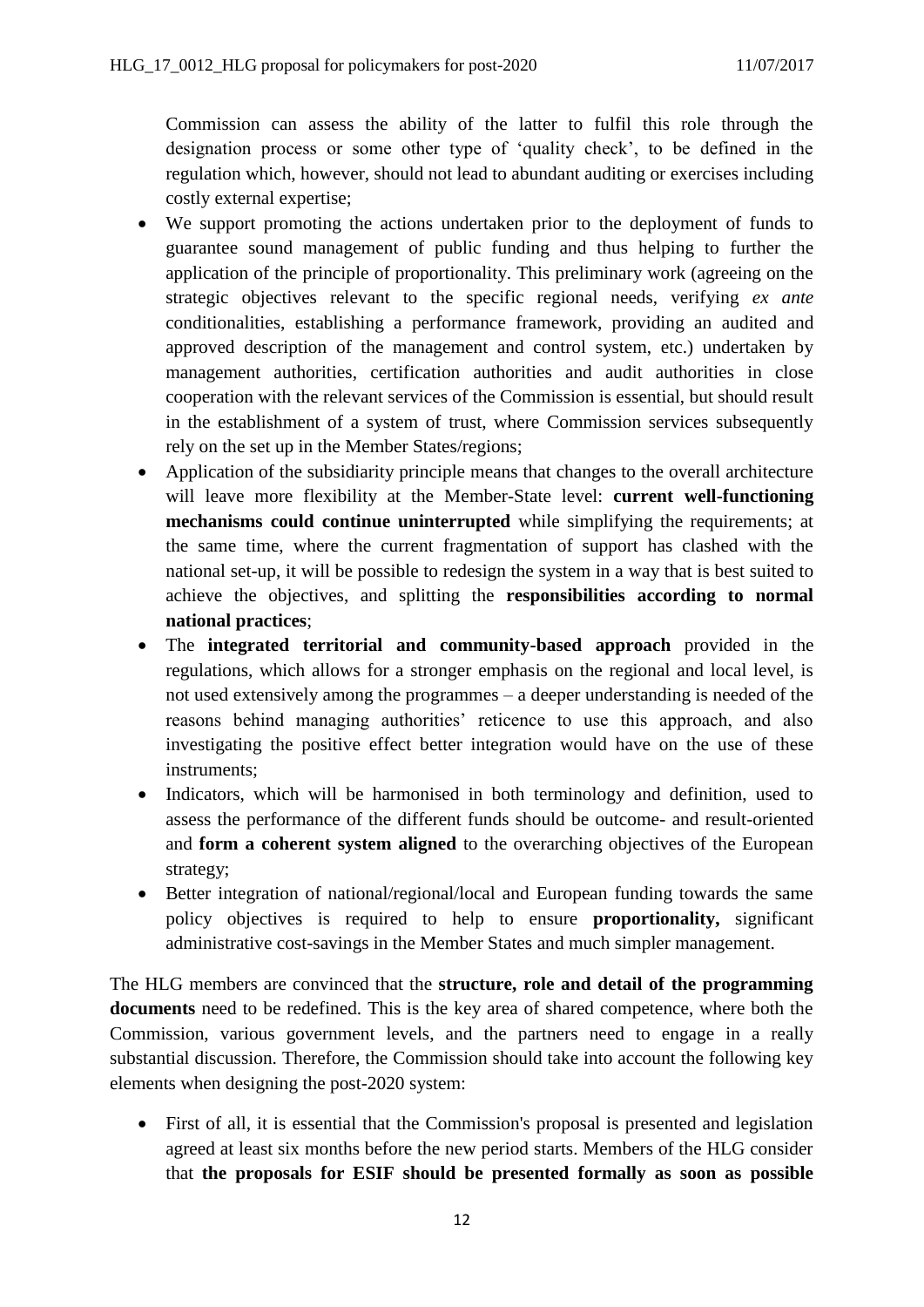Commission can assess the ability of the latter to fulfil this role through the designation process or some other type of 'quality check', to be defined in the regulation which, however, should not lead to abundant auditing or exercises including costly external expertise;

- We support promoting the actions undertaken prior to the deployment of funds to guarantee sound management of public funding and thus helping to further the application of the principle of proportionality. This preliminary work (agreeing on the strategic objectives relevant to the specific regional needs, verifying *ex ante* conditionalities, establishing a performance framework, providing an audited and approved description of the management and control system, etc.) undertaken by management authorities, certification authorities and audit authorities in close cooperation with the relevant services of the Commission is essential, but should result in the establishment of a system of trust, where Commission services subsequently rely on the set up in the Member States/regions;
- Application of the subsidiarity principle means that changes to the overall architecture will leave more flexibility at the Member-State level: **current well-functioning mechanisms could continue uninterrupted** while simplifying the requirements; at the same time, where the current fragmentation of support has clashed with the national set-up, it will be possible to redesign the system in a way that is best suited to achieve the objectives, and splitting the **responsibilities according to normal national practices**;
- The **integrated territorial and community-based approach** provided in the regulations, which allows for a stronger emphasis on the regional and local level, is not used extensively among the programmes – a deeper understanding is needed of the reasons behind managing authorities' reticence to use this approach, and also investigating the positive effect better integration would have on the use of these instruments;
- Indicators, which will be harmonised in both terminology and definition, used to assess the performance of the different funds should be outcome- and result-oriented and **form a coherent system aligned** to the overarching objectives of the European strategy;
- Better integration of national/regional/local and European funding towards the same policy objectives is required to help to ensure **proportionality,** significant administrative cost-savings in the Member States and much simpler management.

The HLG members are convinced that the **structure, role and detail of the programming documents** need to be redefined. This is the key area of shared competence, where both the Commission, various government levels, and the partners need to engage in a really substantial discussion. Therefore, the Commission should take into account the following key elements when designing the post-2020 system:

- First of all, it is essential that the Commission's proposal is presented and legislation agreed at least six months before the new period starts. Members of the HLG consider that **the proposals for ESIF should be presented formally as soon as possible**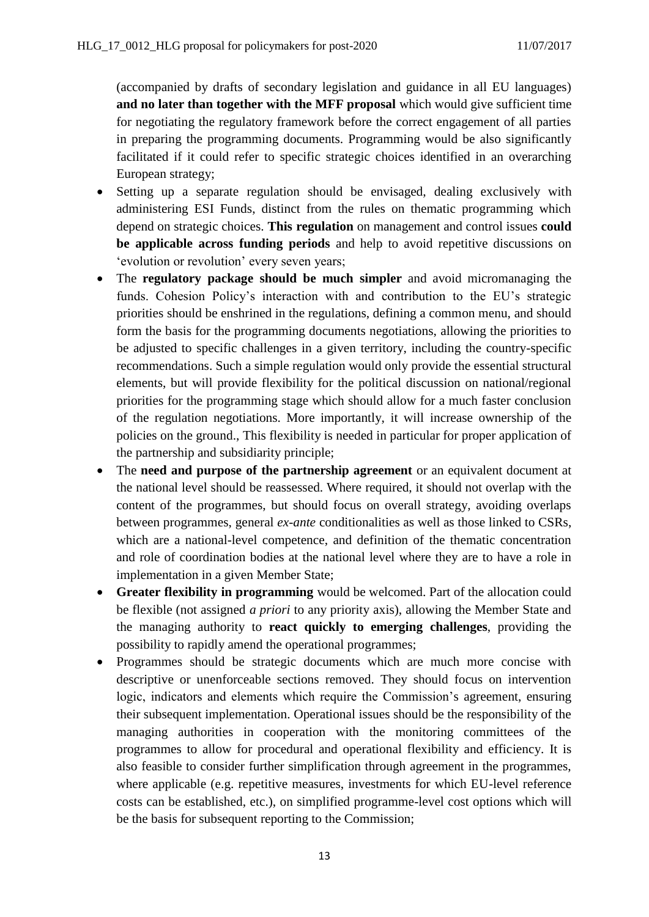(accompanied by drafts of secondary legislation and guidance in all EU languages) **and no later than together with the MFF proposal** which would give sufficient time for negotiating the regulatory framework before the correct engagement of all parties in preparing the programming documents. Programming would be also significantly facilitated if it could refer to specific strategic choices identified in an overarching European strategy;

- Setting up a separate regulation should be envisaged, dealing exclusively with administering ESI Funds, distinct from the rules on thematic programming which depend on strategic choices. **This regulation** on management and control issues **could be applicable across funding periods** and help to avoid repetitive discussions on 'evolution or revolution' every seven years;
- The **regulatory package should be much simpler** and avoid micromanaging the funds. Cohesion Policy's interaction with and contribution to the EU's strategic priorities should be enshrined in the regulations, defining a common menu, and should form the basis for the programming documents negotiations, allowing the priorities to be adjusted to specific challenges in a given territory, including the country-specific recommendations. Such a simple regulation would only provide the essential structural elements, but will provide flexibility for the political discussion on national/regional priorities for the programming stage which should allow for a much faster conclusion of the regulation negotiations. More importantly, it will increase ownership of the policies on the ground., This flexibility is needed in particular for proper application of the partnership and subsidiarity principle;
- The **need and purpose of the partnership agreement** or an equivalent document at the national level should be reassessed. Where required, it should not overlap with the content of the programmes, but should focus on overall strategy, avoiding overlaps between programmes, general *ex-ante* conditionalities as well as those linked to CSRs, which are a national-level competence, and definition of the thematic concentration and role of coordination bodies at the national level where they are to have a role in implementation in a given Member State;
- **Greater flexibility in programming** would be welcomed. Part of the allocation could be flexible (not assigned *a priori* to any priority axis), allowing the Member State and the managing authority to **react quickly to emerging challenges**, providing the possibility to rapidly amend the operational programmes;
- Programmes should be strategic documents which are much more concise with descriptive or unenforceable sections removed. They should focus on intervention logic, indicators and elements which require the Commission's agreement, ensuring their subsequent implementation. Operational issues should be the responsibility of the managing authorities in cooperation with the monitoring committees of the programmes to allow for procedural and operational flexibility and efficiency. It is also feasible to consider further simplification through agreement in the programmes, where applicable (e.g. repetitive measures, investments for which EU-level reference costs can be established, etc.), on simplified programme-level cost options which will be the basis for subsequent reporting to the Commission;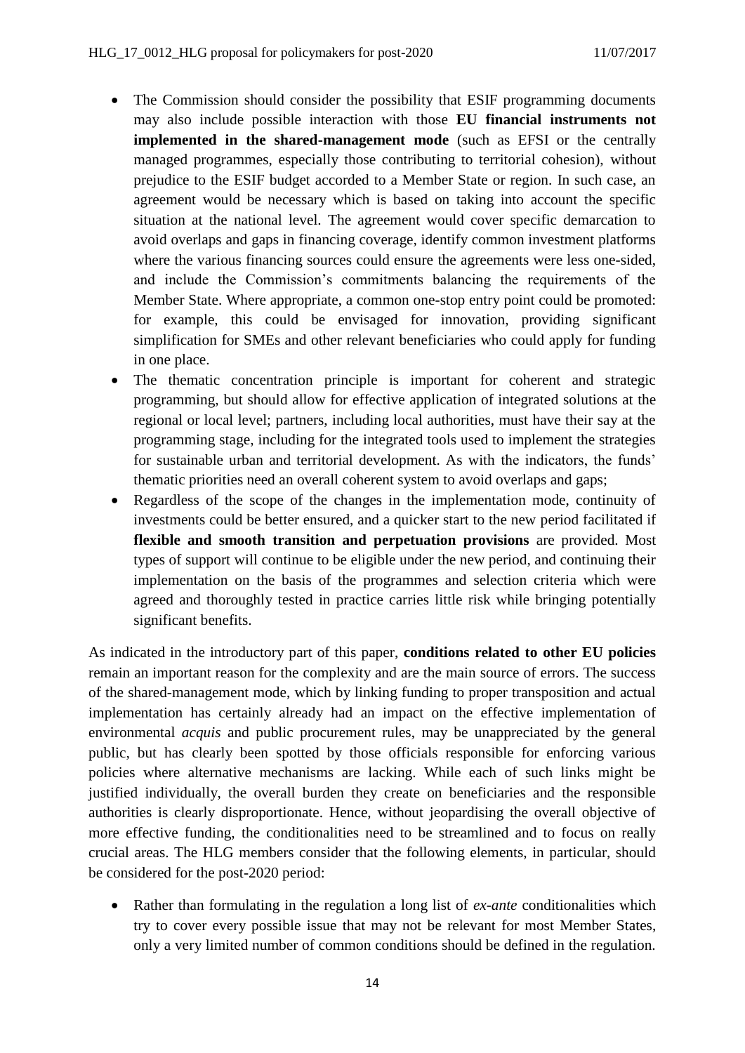- The Commission should consider the possibility that ESIF programming documents may also include possible interaction with those **EU financial instruments not implemented in the shared-management mode** (such as EFSI or the centrally managed programmes, especially those contributing to territorial cohesion), without prejudice to the ESIF budget accorded to a Member State or region. In such case, an agreement would be necessary which is based on taking into account the specific situation at the national level. The agreement would cover specific demarcation to avoid overlaps and gaps in financing coverage, identify common investment platforms where the various financing sources could ensure the agreements were less one-sided, and include the Commission's commitments balancing the requirements of the Member State. Where appropriate, a common one-stop entry point could be promoted: for example, this could be envisaged for innovation, providing significant simplification for SMEs and other relevant beneficiaries who could apply for funding in one place.
- The thematic concentration principle is important for coherent and strategic programming, but should allow for effective application of integrated solutions at the regional or local level; partners, including local authorities, must have their say at the programming stage, including for the integrated tools used to implement the strategies for sustainable urban and territorial development. As with the indicators, the funds' thematic priorities need an overall coherent system to avoid overlaps and gaps;
- Regardless of the scope of the changes in the implementation mode, continuity of investments could be better ensured, and a quicker start to the new period facilitated if **flexible and smooth transition and perpetuation provisions** are provided. Most types of support will continue to be eligible under the new period, and continuing their implementation on the basis of the programmes and selection criteria which were agreed and thoroughly tested in practice carries little risk while bringing potentially significant benefits.

As indicated in the introductory part of this paper, **conditions related to other EU policies** remain an important reason for the complexity and are the main source of errors. The success of the shared-management mode, which by linking funding to proper transposition and actual implementation has certainly already had an impact on the effective implementation of environmental *acquis* and public procurement rules, may be unappreciated by the general public, but has clearly been spotted by those officials responsible for enforcing various policies where alternative mechanisms are lacking. While each of such links might be justified individually, the overall burden they create on beneficiaries and the responsible authorities is clearly disproportionate. Hence, without jeopardising the overall objective of more effective funding, the conditionalities need to be streamlined and to focus on really crucial areas. The HLG members consider that the following elements, in particular, should be considered for the post-2020 period:

- Rather than formulating in the regulation a long list of *ex-ante* conditionalities which try to cover every possible issue that may not be relevant for most Member States, only a very limited number of common conditions should be defined in the regulation.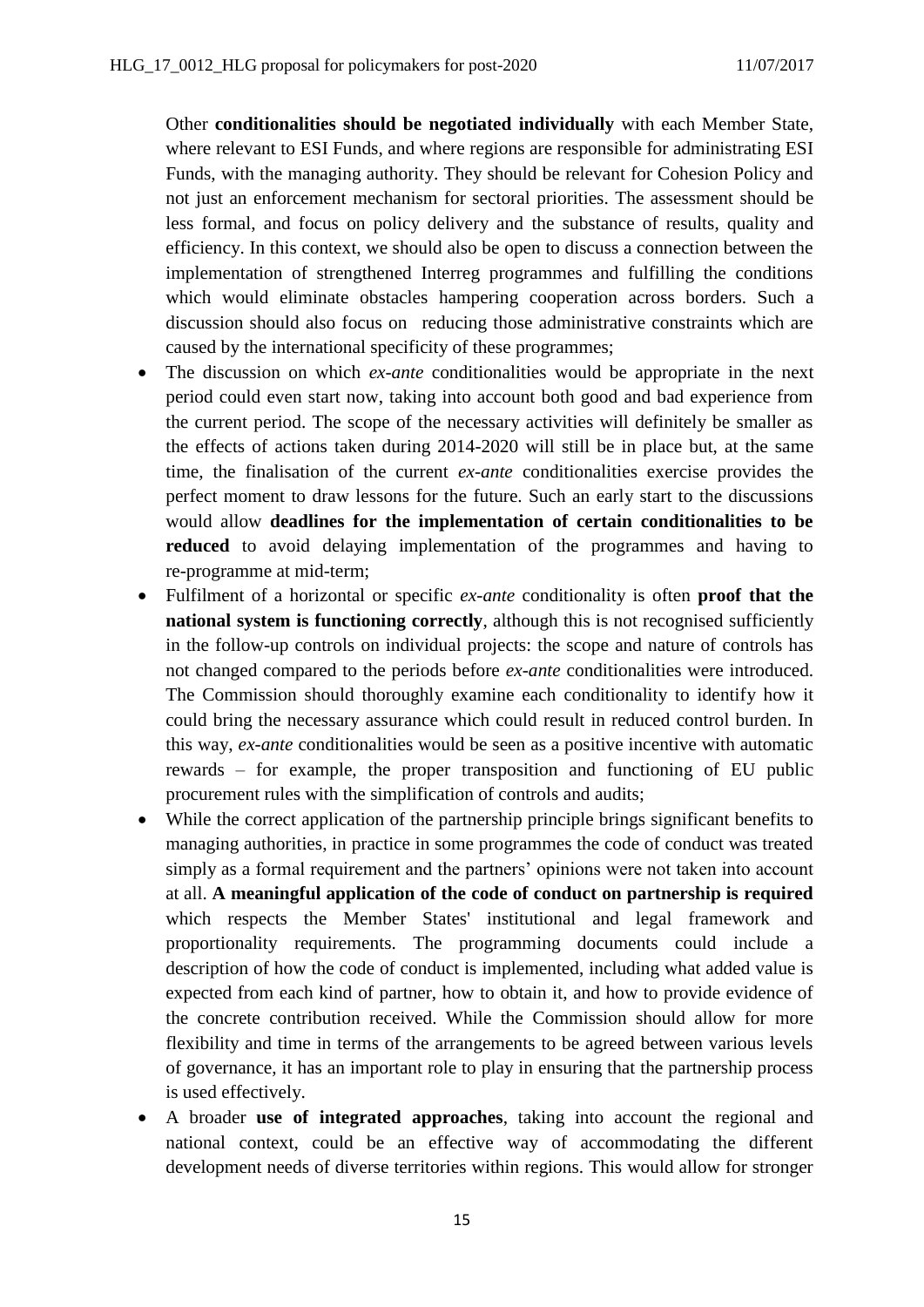Other **conditionalities should be negotiated individually** with each Member State, where relevant to ESI Funds, and where regions are responsible for administrating ESI Funds, with the managing authority. They should be relevant for Cohesion Policy and not just an enforcement mechanism for sectoral priorities. The assessment should be less formal, and focus on policy delivery and the substance of results, quality and efficiency. In this context, we should also be open to discuss a connection between the implementation of strengthened Interreg programmes and fulfilling the conditions which would eliminate obstacles hampering cooperation across borders. Such a discussion should also focus on reducing those administrative constraints which are caused by the international specificity of these programmes;

- The discussion on which *ex-ante* conditionalities would be appropriate in the next period could even start now, taking into account both good and bad experience from the current period. The scope of the necessary activities will definitely be smaller as the effects of actions taken during 2014-2020 will still be in place but, at the same time, the finalisation of the current *ex-ante* conditionalities exercise provides the perfect moment to draw lessons for the future. Such an early start to the discussions would allow **deadlines for the implementation of certain conditionalities to be reduced** to avoid delaying implementation of the programmes and having to re-programme at mid-term;
- Fulfilment of a horizontal or specific *ex-ante* conditionality is often **proof that the national system is functioning correctly**, although this is not recognised sufficiently in the follow-up controls on individual projects: the scope and nature of controls has not changed compared to the periods before *ex-ante* conditionalities were introduced. The Commission should thoroughly examine each conditionality to identify how it could bring the necessary assurance which could result in reduced control burden. In this way, *ex-ante* conditionalities would be seen as a positive incentive with automatic rewards – for example, the proper transposition and functioning of EU public procurement rules with the simplification of controls and audits;
- While the correct application of the partnership principle brings significant benefits to managing authorities, in practice in some programmes the code of conduct was treated simply as a formal requirement and the partners' opinions were not taken into account at all. **A meaningful application of the code of conduct on partnership is required** which respects the Member States' institutional and legal framework and proportionality requirements. The programming documents could include a description of how the code of conduct is implemented, including what added value is expected from each kind of partner, how to obtain it, and how to provide evidence of the concrete contribution received. While the Commission should allow for more flexibility and time in terms of the arrangements to be agreed between various levels of governance, it has an important role to play in ensuring that the partnership process is used effectively.
- A broader **use of integrated approaches**, taking into account the regional and national context, could be an effective way of accommodating the different development needs of diverse territories within regions. This would allow for stronger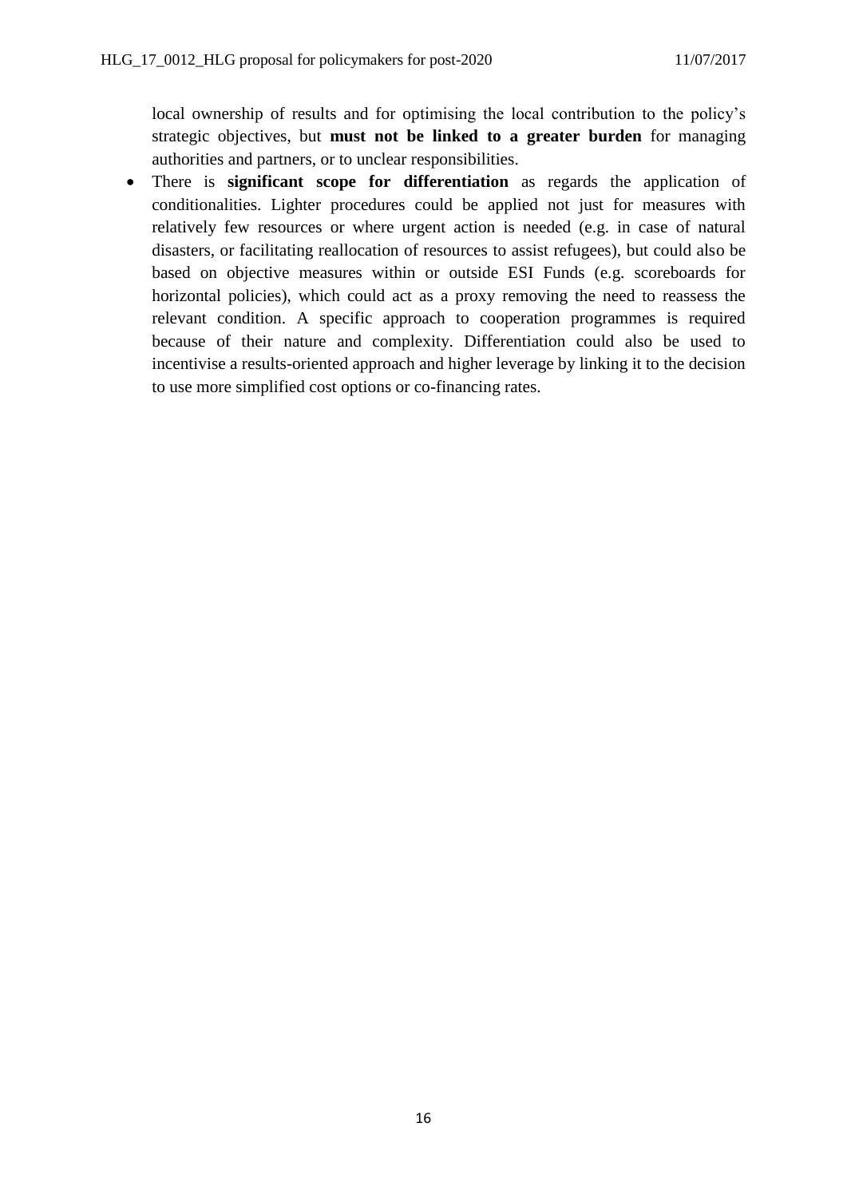local ownership of results and for optimising the local contribution to the policy's strategic objectives, but **must not be linked to a greater burden** for managing authorities and partners, or to unclear responsibilities.

- There is **significant scope for differentiation** as regards the application of conditionalities. Lighter procedures could be applied not just for measures with relatively few resources or where urgent action is needed (e.g. in case of natural disasters, or facilitating reallocation of resources to assist refugees), but could also be based on objective measures within or outside ESI Funds (e.g. scoreboards for horizontal policies), which could act as a proxy removing the need to reassess the relevant condition. A specific approach to cooperation programmes is required because of their nature and complexity. Differentiation could also be used to incentivise a results-oriented approach and higher leverage by linking it to the decision to use more simplified cost options or co-financing rates.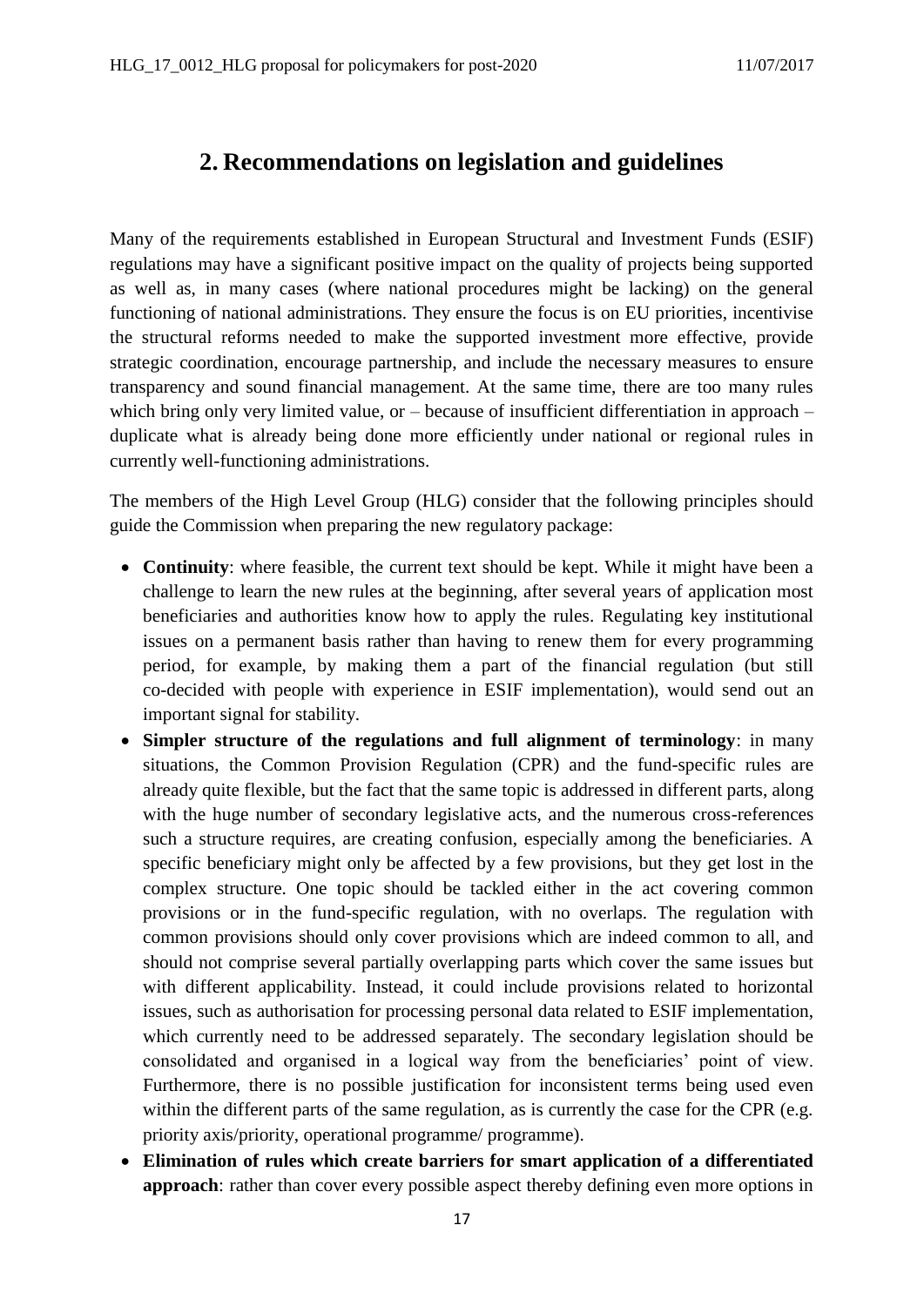## 2. Recommendations on legislation and guidelines

Many of the requirements established in European Structural and Investment Funds (ESIF) regulations may have a significant positive impact on the quality of projects being supported as well as, in many cases (where national procedures might be lacking) on the general functioning of national administrations. They ensure the focus is on EU priorities, incentivise the structural reforms needed to make the supported investment more effective, provide strategic coordination, encourage partnership, and include the necessary measures to ensure transparency and sound financial management. At the same time, there are too many rules which bring only very limited value, or – because of insufficient differentiation in approach – duplicate what is already being done more efficiently under national or regional rules in currently well-functioning administrations.

The members of the High Level Group (HLG) consider that the following principles should guide the Commission when preparing the new regulatory package:

- **Continuity**: where feasible, the current text should be kept. While it might have been a challenge to learn the new rules at the beginning, after several years of application most beneficiaries and authorities know how to apply the rules. Regulating key institutional issues on a permanent basis rather than having to renew them for every programming period, for example, by making them a part of the financial regulation (but still co-decided with people with experience in ESIF implementation), would send out an important signal for stability.
- **Simpler structure of the regulations and full alignment of terminology**: in many situations, the Common Provision Regulation (CPR) and the fund-specific rules are already quite flexible, but the fact that the same topic is addressed in different parts, along with the huge number of secondary legislative acts, and the numerous cross-references such a structure requires, are creating confusion, especially among the beneficiaries. A specific beneficiary might only be affected by a few provisions, but they get lost in the complex structure. One topic should be tackled either in the act covering common provisions or in the fund-specific regulation, with no overlaps. The regulation with common provisions should only cover provisions which are indeed common to all, and should not comprise several partially overlapping parts which cover the same issues but with different applicability. Instead, it could include provisions related to horizontal issues, such as authorisation for processing personal data related to ESIF implementation, which currently need to be addressed separately. The secondary legislation should be consolidated and organised in a logical way from the beneficiaries' point of view. Furthermore, there is no possible justification for inconsistent terms being used even within the different parts of the same regulation, as is currently the case for the CPR (e.g. priority axis/priority, operational programme/ programme).
- **Elimination of rules which create barriers for smart application of a differentiated approach**: rather than cover every possible aspect thereby defining even more options in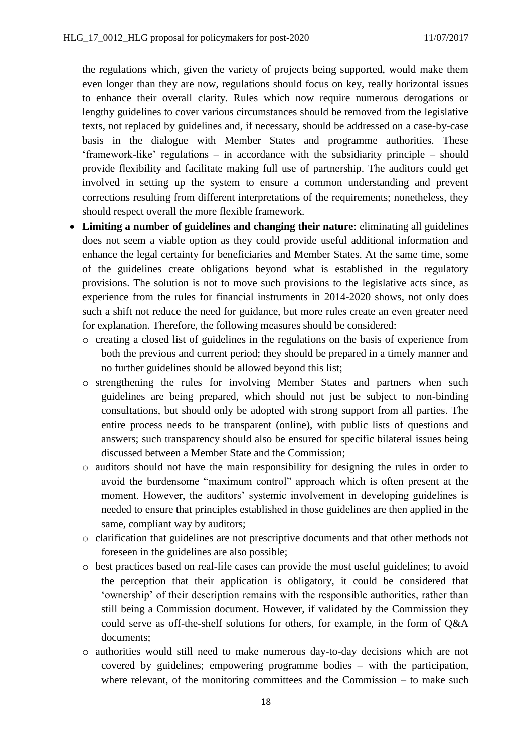the regulations which, given the variety of projects being supported, would make them even longer than they are now, regulations should focus on key, really horizontal issues to enhance their overall clarity. Rules which now require numerous derogations or lengthy guidelines to cover various circumstances should be removed from the legislative texts, not replaced by guidelines and, if necessary, should be addressed on a case-by-case basis in the dialogue with Member States and programme authorities. These 'framework-like' regulations – in accordance with the subsidiarity principle – should provide flexibility and facilitate making full use of partnership. The auditors could get involved in setting up the system to ensure a common understanding and prevent corrections resulting from different interpretations of the requirements; nonetheless, they should respect overall the more flexible framework.

- **Limiting a number of guidelines and changing their nature**: eliminating all guidelines does not seem a viable option as they could provide useful additional information and enhance the legal certainty for beneficiaries and Member States. At the same time, some of the guidelines create obligations beyond what is established in the regulatory provisions. The solution is not to move such provisions to the legislative acts since, as experience from the rules for financial instruments in 2014-2020 shows, not only does such a shift not reduce the need for guidance, but more rules create an even greater need for explanation. Therefore, the following measures should be considered:
    - creating a closed list of guidelines in the regulations on the basis of experience from both the previous and current period; they should be prepared in a timely manner and no further guidelines should be allowed beyond this list;
    - strengthening the rules for involving Member States and partners when such guidelines are being prepared, which should not just be subject to non-binding consultations, but should only be adopted with strong support from all parties. The entire process needs to be transparent (online), with public lists of questions and answers; such transparency should also be ensured for specific bilateral issues being discussed between a Member State and the Commission;
    - auditors should not have the main responsibility for designing the rules in order to avoid the burdensome "maximum control" approach which is often present at the moment. However, the auditors' systemic involvement in developing guidelines is needed to ensure that principles established in those guidelines are then applied in the same, compliant way by auditors;
    - clarification that guidelines are not prescriptive documents and that other methods not foreseen in the guidelines are also possible;
    - best practices based on real-life cases can provide the most useful guidelines; to avoid the perception that their application is obligatory, it could be considered that 'ownership' of their description remains with the responsible authorities, rather than still being a Commission document. However, if validated by the Commission they could serve as off-the-shelf solutions for others, for example, in the form of Q&A documents;
    - authorities would still need to make numerous day-to-day decisions which are not covered by guidelines; empowering programme bodies – with the participation, where relevant, of the monitoring committees and the Commission – to make such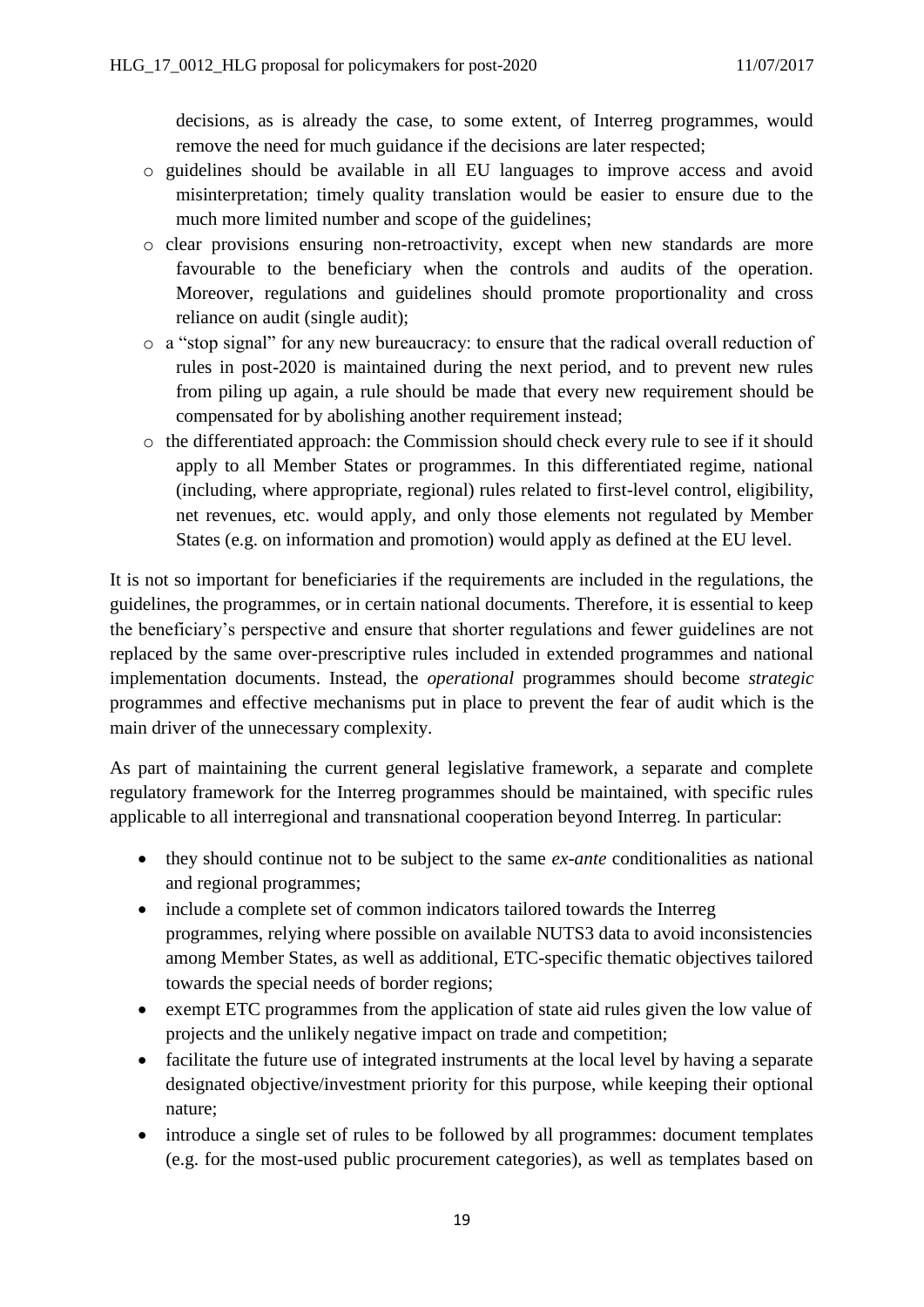decisions, as is already the case, to some extent, of Interreg programmes, would remove the need for much guidance if the decisions are later respected;

- guidelines should be available in all EU languages to improve access and avoid misinterpretation; timely quality translation would be easier to ensure due to the much more limited number and scope of the guidelines;
- clear provisions ensuring non-retroactivity, except when new standards are more favourable to the beneficiary when the controls and audits of the operation. Moreover, regulations and guidelines should promote proportionality and cross reliance on audit (single audit);
- a "stop signal" for any new bureaucracy: to ensure that the radical overall reduction of rules in post-2020 is maintained during the next period, and to prevent new rules from piling up again, a rule should be made that every new requirement should be compensated for by abolishing another requirement instead;
- the differentiated approach: the Commission should check every rule to see if it should apply to all Member States or programmes. In this differentiated regime, national (including, where appropriate, regional) rules related to first-level control, eligibility, net revenues, etc. would apply, and only those elements not regulated by Member States (e.g. on information and promotion) would apply as defined at the EU level.

It is not so important for beneficiaries if the requirements are included in the regulations, the guidelines, the programmes, or in certain national documents. Therefore, it is essential to keep the beneficiary's perspective and ensure that shorter regulations and fewer guidelines are not replaced by the same over-prescriptive rules included in extended programmes and national implementation documents. Instead, the *operational* programmes should become *strategic* programmes and effective mechanisms put in place to prevent the fear of audit which is the main driver of the unnecessary complexity.

As part of maintaining the current general legislative framework, a separate and complete regulatory framework for the Interreg programmes should be maintained, with specific rules applicable to all interregional and transnational cooperation beyond Interreg. In particular:

- they should continue not to be subject to the same *ex-ante* conditionalities as national and regional programmes;
- include a complete set of common indicators tailored towards the Interreg programmes, relying where possible on available NUTS3 data to avoid inconsistencies among Member States, as well as additional, ETC-specific thematic objectives tailored towards the special needs of border regions;
- exempt ETC programmes from the application of state aid rules given the low value of projects and the unlikely negative impact on trade and competition;
- facilitate the future use of integrated instruments at the local level by having a separate designated objective/investment priority for this purpose, while keeping their optional nature;
- introduce a single set of rules to be followed by all programmes: document templates (e.g. for the most-used public procurement categories), as well as templates based on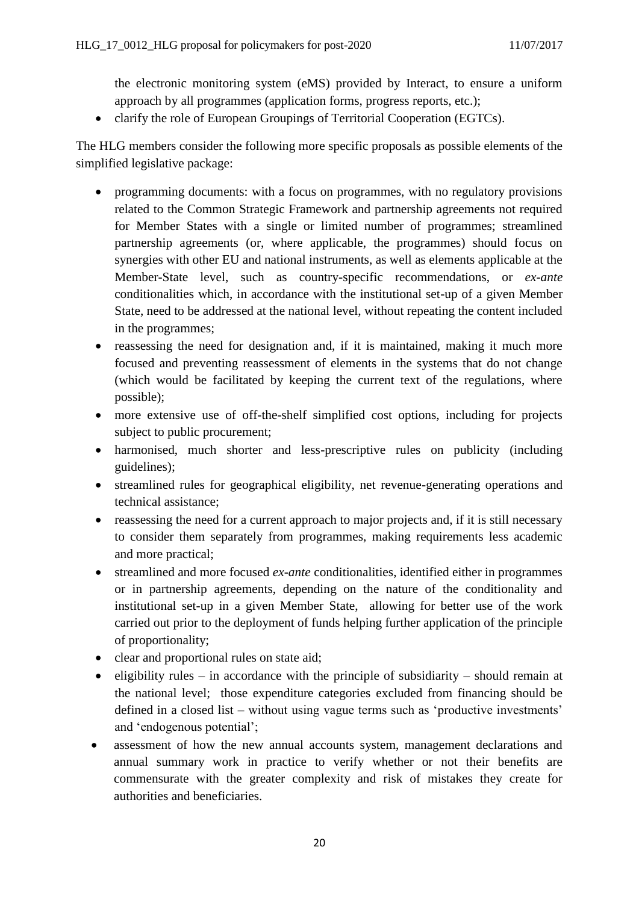the electronic monitoring system (eMS) provided by Interact, to ensure a uniform approach by all programmes (application forms, progress reports, etc.);

- clarify the role of European Groupings of Territorial Cooperation (EGTCs).

The HLG members consider the following more specific proposals as possible elements of the simplified legislative package:

- programming documents: with a focus on programmes, with no regulatory provisions related to the Common Strategic Framework and partnership agreements not required for Member States with a single or limited number of programmes; streamlined partnership agreements (or, where applicable, the programmes) should focus on synergies with other EU and national instruments, as well as elements applicable at the Member-State level, such as country-specific recommendations, or *ex-ante* conditionalities which, in accordance with the institutional set-up of a given Member State, need to be addressed at the national level, without repeating the content included in the programmes;
- reassessing the need for designation and, if it is maintained, making it much more focused and preventing reassessment of elements in the systems that do not change (which would be facilitated by keeping the current text of the regulations, where possible);
- more extensive use of off-the-shelf simplified cost options, including for projects subject to public procurement;
- harmonised, much shorter and less-prescriptive rules on publicity (including guidelines);
- streamlined rules for geographical eligibility, net revenue-generating operations and technical assistance;
- reassessing the need for a current approach to major projects and, if it is still necessary to consider them separately from programmes, making requirements less academic and more practical;
- streamlined and more focused *ex-ante* conditionalities, identified either in programmes or in partnership agreements, depending on the nature of the conditionality and institutional set-up in a given Member State, allowing for better use of the work carried out prior to the deployment of funds helping further application of the principle of proportionality;
- clear and proportional rules on state aid;
- eligibility rules – in accordance with the principle of subsidiarity – should remain at the national level; those expenditure categories excluded from financing should be defined in a closed list – without using vague terms such as 'productive investments' and 'endogenous potential';
- assessment of how the new annual accounts system, management declarations and annual summary work in practice to verify whether or not their benefits are commensurate with the greater complexity and risk of mistakes they create for authorities and beneficiaries.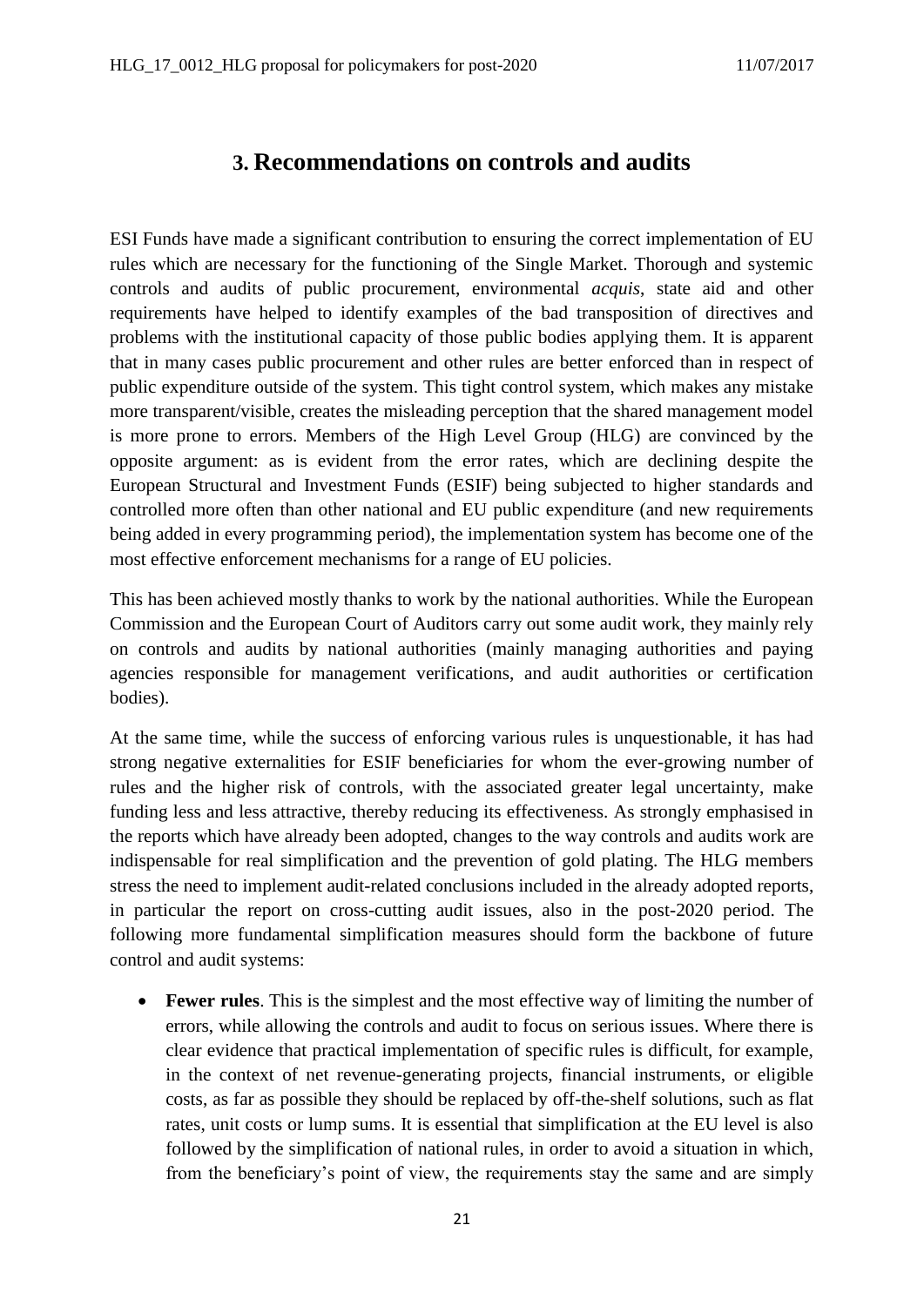# 3. Recommendations on controls and audits

ESI Funds have made a significant contribution to ensuring the correct implementation of EU rules which are necessary for the functioning of the Single Market. Thorough and systemic controls and audits of public procurement, environmental *acquis*, state aid and other requirements have helped to identify examples of the bad transposition of directives and problems with the institutional capacity of those public bodies applying them. It is apparent that in many cases public procurement and other rules are better enforced than in respect of public expenditure outside of the system. This tight control system, which makes any mistake more transparent/visible, creates the misleading perception that the shared management model is more prone to errors. Members of the High Level Group (HLG) are convinced by the opposite argument: as is evident from the error rates, which are declining despite the European Structural and Investment Funds (ESIF) being subjected to higher standards and controlled more often than other national and EU public expenditure (and new requirements being added in every programming period), the implementation system has become one of the most effective enforcement mechanisms for a range of EU policies.

This has been achieved mostly thanks to work by the national authorities. While the European Commission and the European Court of Auditors carry out some audit work, they mainly rely on controls and audits by national authorities (mainly managing authorities and paying agencies responsible for management verifications, and audit authorities or certification bodies).

At the same time, while the success of enforcing various rules is unquestionable, it has had strong negative externalities for ESIF beneficiaries for whom the ever-growing number of rules and the higher risk of controls, with the associated greater legal uncertainty, make funding less and less attractive, thereby reducing its effectiveness. As strongly emphasised in the reports which have already been adopted, changes to the way controls and audits work are indispensable for real simplification and the prevention of gold plating. The HLG members stress the need to implement audit-related conclusions included in the already adopted reports, in particular the report on cross-cutting audit issues, also in the post-2020 period. The following more fundamental simplification measures should form the backbone of future control and audit systems:

- **Fewer rules**. This is the simplest and the most effective way of limiting the number of errors, while allowing the controls and audit to focus on serious issues. Where there is clear evidence that practical implementation of specific rules is difficult, for example, in the context of net revenue-generating projects, financial instruments, or eligible costs, as far as possible they should be replaced by off-the-shelf solutions, such as flat rates, unit costs or lump sums. It is essential that simplification at the EU level is also followed by the simplification of national rules, in order to avoid a situation in which, from the beneficiary's point of view, the requirements stay the same and are simply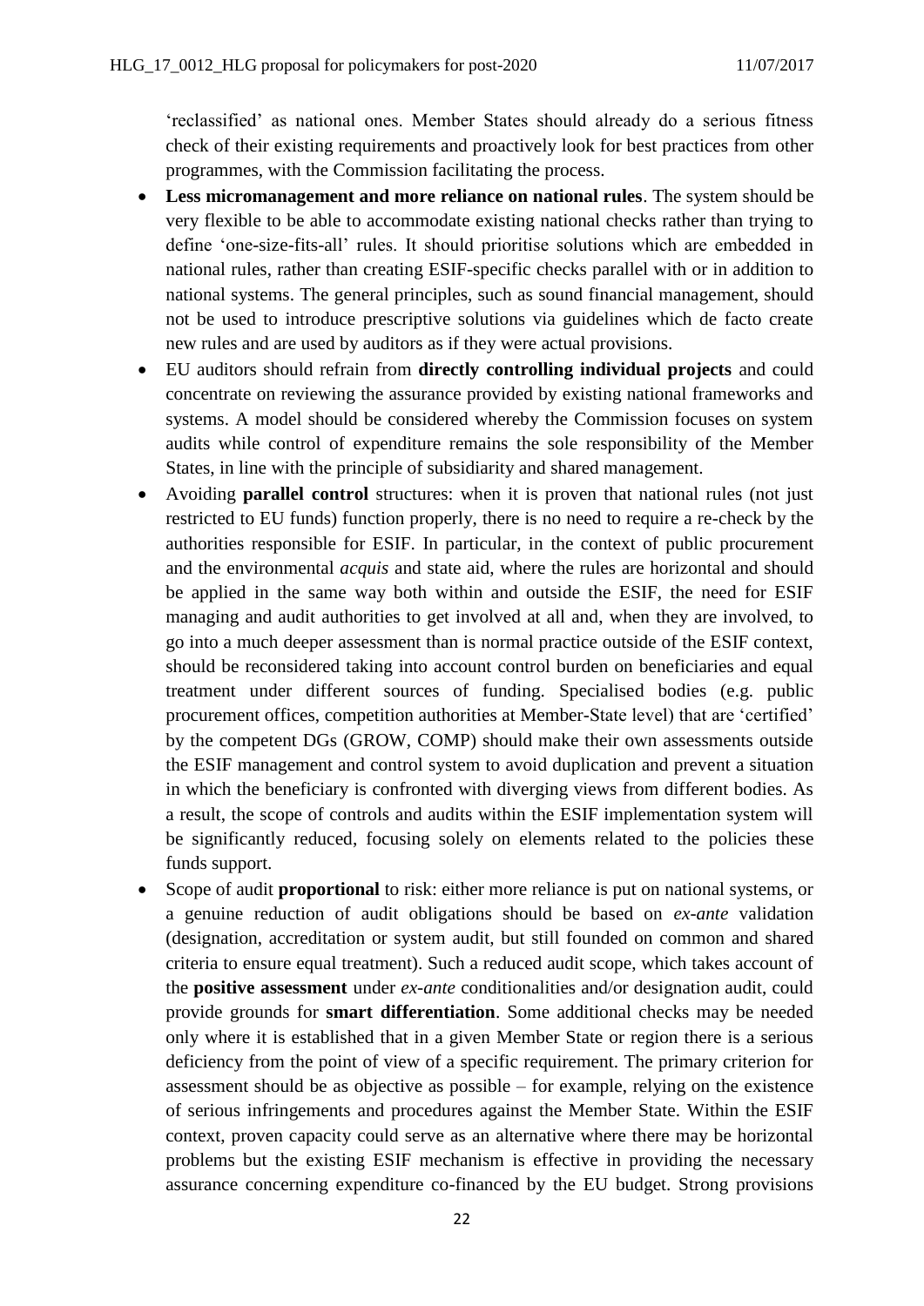'reclassified' as national ones. Member States should already do a serious fitness check of their existing requirements and proactively look for best practices from other programmes, with the Commission facilitating the process.

- **Less micromanagement and more reliance on national rules**. The system should be very flexible to be able to accommodate existing national checks rather than trying to define 'one-size-fits-all' rules. It should prioritise solutions which are embedded in national rules, rather than creating ESIF-specific checks parallel with or in addition to national systems. The general principles, such as sound financial management, should not be used to introduce prescriptive solutions via guidelines which de facto create new rules and are used by auditors as if they were actual provisions.
- EU auditors should refrain from **directly controlling individual projects** and could concentrate on reviewing the assurance provided by existing national frameworks and systems. A model should be considered whereby the Commission focuses on system audits while control of expenditure remains the sole responsibility of the Member States, in line with the principle of subsidiarity and shared management.
- Avoiding **parallel control** structures: when it is proven that national rules (not just restricted to EU funds) function properly, there is no need to require a re-check by the authorities responsible for ESIF. In particular, in the context of public procurement and the environmental *acquis* and state aid, where the rules are horizontal and should be applied in the same way both within and outside the ESIF, the need for ESIF managing and audit authorities to get involved at all and, when they are involved, to go into a much deeper assessment than is normal practice outside of the ESIF context, should be reconsidered taking into account control burden on beneficiaries and equal treatment under different sources of funding. Specialised bodies (e.g. public procurement offices, competition authorities at Member-State level) that are 'certified' by the competent DGs (GROW, COMP) should make their own assessments outside the ESIF management and control system to avoid duplication and prevent a situation in which the beneficiary is confronted with diverging views from different bodies. As a result, the scope of controls and audits within the ESIF implementation system will be significantly reduced, focusing solely on elements related to the policies these funds support.
- Scope of audit **proportional** to risk: either more reliance is put on national systems, or a genuine reduction of audit obligations should be based on *ex-ante* validation (designation, accreditation or system audit, but still founded on common and shared criteria to ensure equal treatment). Such a reduced audit scope, which takes account of the **positive assessment** under *ex-ante* conditionalities and/or designation audit, could provide grounds for **smart differentiation**. Some additional checks may be needed only where it is established that in a given Member State or region there is a serious deficiency from the point of view of a specific requirement. The primary criterion for assessment should be as objective as possible – for example, relying on the existence of serious infringements and procedures against the Member State. Within the ESIF context, proven capacity could serve as an alternative where there may be horizontal problems but the existing ESIF mechanism is effective in providing the necessary assurance concerning expenditure co-financed by the EU budget. Strong provisions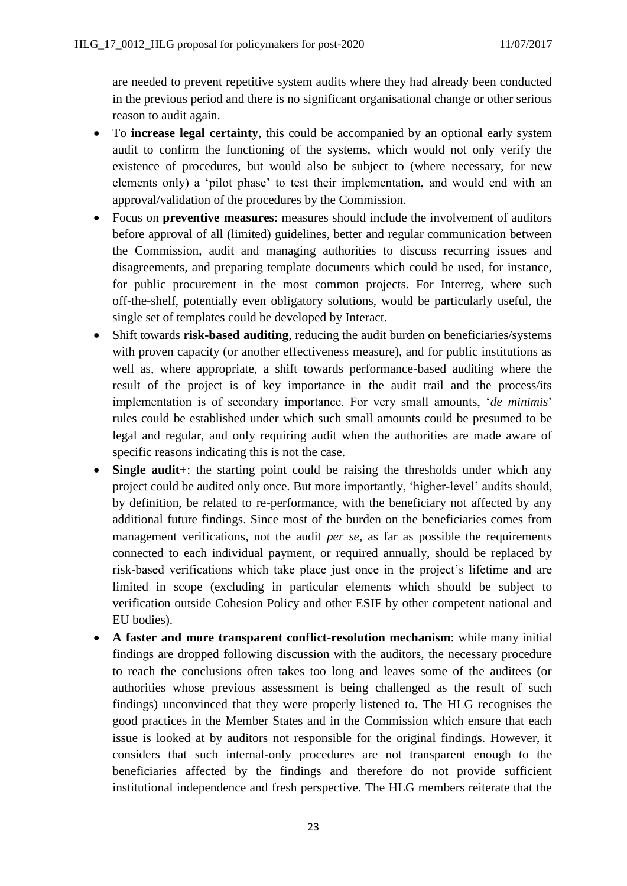are needed to prevent repetitive system audits where they had already been conducted in the previous period and there is no significant organisational change or other serious reason to audit again.

- To **increase legal certainty**, this could be accompanied by an optional early system audit to confirm the functioning of the systems, which would not only verify the existence of procedures, but would also be subject to (where necessary, for new elements only) a 'pilot phase' to test their implementation, and would end with an approval/validation of the procedures by the Commission.
- Focus on **preventive measures**: measures should include the involvement of auditors before approval of all (limited) guidelines, better and regular communication between the Commission, audit and managing authorities to discuss recurring issues and disagreements, and preparing template documents which could be used, for instance, for public procurement in the most common projects. For Interreg, where such off-the-shelf, potentially even obligatory solutions, would be particularly useful, the single set of templates could be developed by Interact.
- Shift towards **risk-based auditing**, reducing the audit burden on beneficiaries/systems with proven capacity (or another effectiveness measure), and for public institutions as well as, where appropriate, a shift towards performance-based auditing where the result of the project is of key importance in the audit trail and the process/its implementation is of secondary importance. For very small amounts, '*de minimis*' rules could be established under which such small amounts could be presumed to be legal and regular, and only requiring audit when the authorities are made aware of specific reasons indicating this is not the case.
- **Single audit+**: the starting point could be raising the thresholds under which any project could be audited only once. But more importantly, 'higher-level' audits should, by definition, be related to re-performance, with the beneficiary not affected by any additional future findings. Since most of the burden on the beneficiaries comes from management verifications, not the audit *per se*, as far as possible the requirements connected to each individual payment, or required annually, should be replaced by risk-based verifications which take place just once in the project's lifetime and are limited in scope (excluding in particular elements which should be subject to verification outside Cohesion Policy and other ESIF by other competent national and EU bodies).
- **A faster and more transparent conflict-resolution mechanism**: while many initial findings are dropped following discussion with the auditors, the necessary procedure to reach the conclusions often takes too long and leaves some of the auditees (or authorities whose previous assessment is being challenged as the result of such findings) unconvinced that they were properly listened to. The HLG recognises the good practices in the Member States and in the Commission which ensure that each issue is looked at by auditors not responsible for the original findings. However, it considers that such internal-only procedures are not transparent enough to the beneficiaries affected by the findings and therefore do not provide sufficient institutional independence and fresh perspective. The HLG members reiterate that the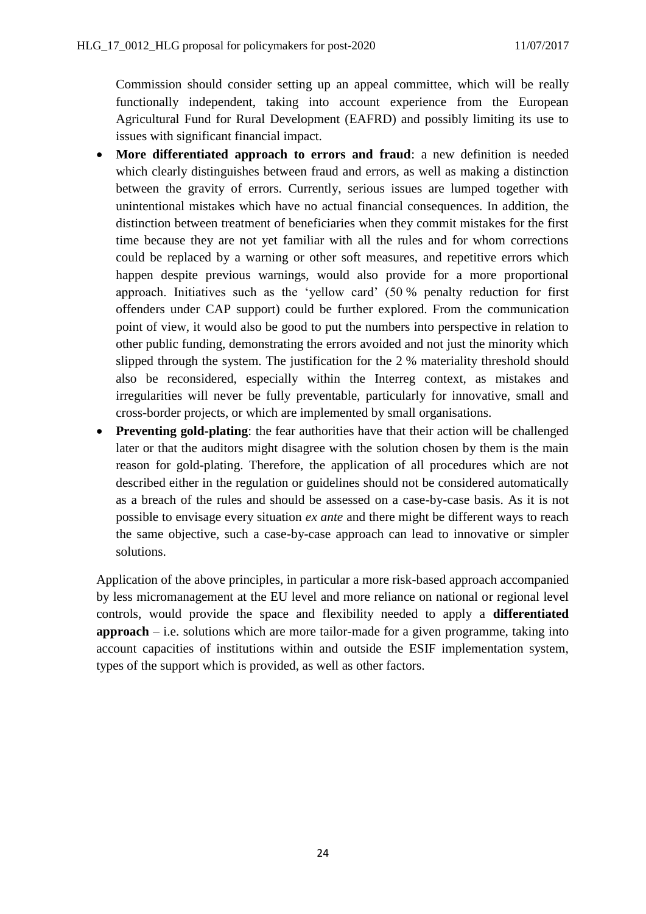Commission should consider setting up an appeal committee, which will be really functionally independent, taking into account experience from the European Agricultural Fund for Rural Development (EAFRD) and possibly limiting its use to issues with significant financial impact.

- **More differentiated approach to errors and fraud**: a new definition is needed which clearly distinguishes between fraud and errors, as well as making a distinction between the gravity of errors. Currently, serious issues are lumped together with unintentional mistakes which have no actual financial consequences. In addition, the distinction between treatment of beneficiaries when they commit mistakes for the first time because they are not yet familiar with all the rules and for whom corrections could be replaced by a warning or other soft measures, and repetitive errors which happen despite previous warnings, would also provide for a more proportional approach. Initiatives such as the 'yellow card' (50 % penalty reduction for first offenders under CAP support) could be further explored. From the communication point of view, it would also be good to put the numbers into perspective in relation to other public funding, demonstrating the errors avoided and not just the minority which slipped through the system. The justification for the 2 % materiality threshold should also be reconsidered, especially within the Interreg context, as mistakes and irregularities will never be fully preventable, particularly for innovative, small and cross-border projects, or which are implemented by small organisations.
- **Preventing gold-plating**: the fear authorities have that their action will be challenged later or that the auditors might disagree with the solution chosen by them is the main reason for gold-plating. Therefore, the application of all procedures which are not described either in the regulation or guidelines should not be considered automatically as a breach of the rules and should be assessed on a case-by-case basis. As it is not possible to envisage every situation *ex ante* and there might be different ways to reach the same objective, such a case-by-case approach can lead to innovative or simpler solutions.

Application of the above principles, in particular a more risk-based approach accompanied by less micromanagement at the EU level and more reliance on national or regional level controls, would provide the space and flexibility needed to apply a **differentiated approach** – i.e. solutions which are more tailor-made for a given programme, taking into account capacities of institutions within and outside the ESIF implementation system, types of the support which is provided, as well as other factors.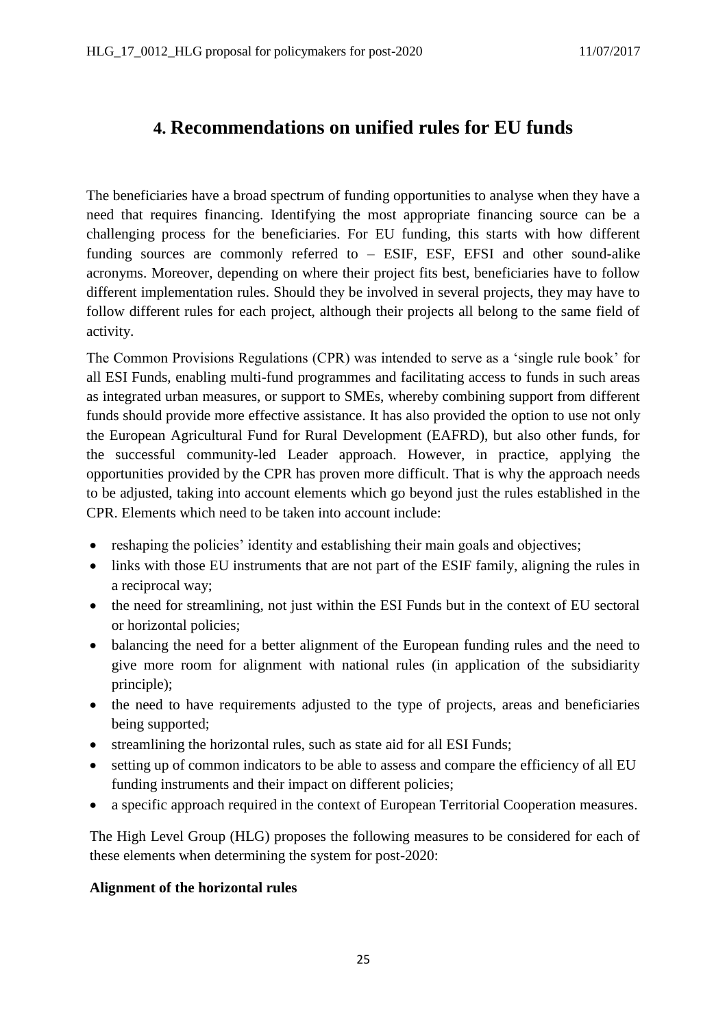# 4. Recommendations on unified rules for EU funds

The beneficiaries have a broad spectrum of funding opportunities to analyse when they have a need that requires financing. Identifying the most appropriate financing source can be a challenging process for the beneficiaries. For EU funding, this starts with how different funding sources are commonly referred to – ESIF, ESF, EFSI and other sound-alike acronyms. Moreover, depending on where their project fits best, beneficiaries have to follow different implementation rules. Should they be involved in several projects, they may have to follow different rules for each project, although their projects all belong to the same field of activity.

The Common Provisions Regulations (CPR) was intended to serve as a 'single rule book' for all ESI Funds, enabling multi-fund programmes and facilitating access to funds in such areas as integrated urban measures, or support to SMEs, whereby combining support from different funds should provide more effective assistance. It has also provided the option to use not only the European Agricultural Fund for Rural Development (EAFRD), but also other funds, for the successful community-led Leader approach. However, in practice, applying the opportunities provided by the CPR has proven more difficult. That is why the approach needs to be adjusted, taking into account elements which go beyond just the rules established in the CPR. Elements which need to be taken into account include:

- reshaping the policies' identity and establishing their main goals and objectives;
- links with those EU instruments that are not part of the ESIF family, aligning the rules in a reciprocal way;
- the need for streamlining, not just within the ESI Funds but in the context of EU sectoral or horizontal policies;
- balancing the need for a better alignment of the European funding rules and the need to give more room for alignment with national rules (in application of the subsidiarity principle);
- the need to have requirements adjusted to the type of projects, areas and beneficiaries being supported;
- streamlining the horizontal rules, such as state aid for all ESI Funds;
- setting up of common indicators to be able to assess and compare the efficiency of all EU funding instruments and their impact on different policies;
- a specific approach required in the context of European Territorial Cooperation measures.

The High Level Group (HLG) proposes the following measures to be considered for each of these elements when determining the system for post-2020:

**Alignment of the horizontal rules**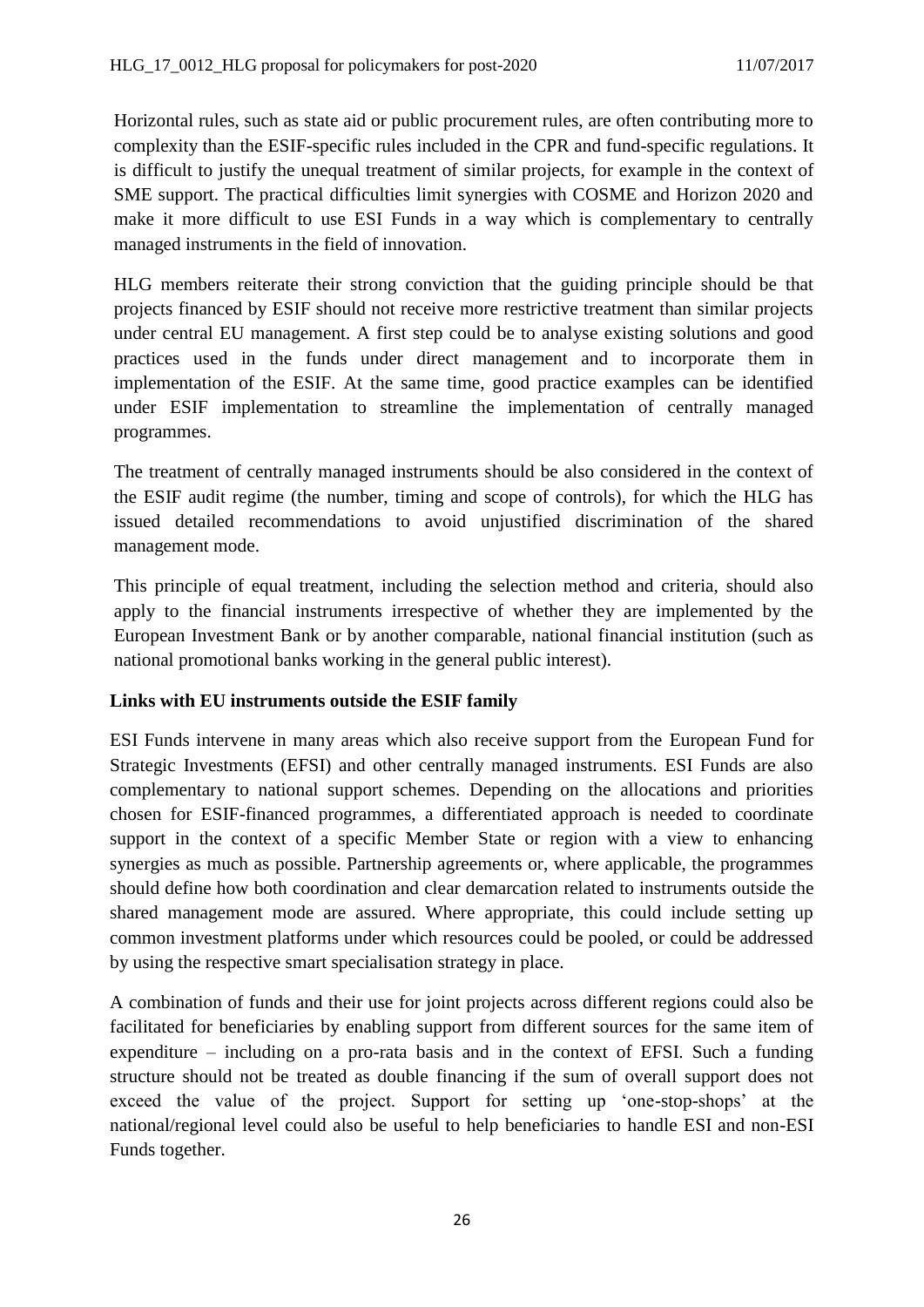Horizontal rules, such as state aid or public procurement rules, are often contributing more to complexity than the ESIF-specific rules included in the CPR and fund-specific regulations. It is difficult to justify the unequal treatment of similar projects, for example in the context of SME support. The practical difficulties limit synergies with COSME and Horizon 2020 and make it more difficult to use ESI Funds in a way which is complementary to centrally managed instruments in the field of innovation.

HLG members reiterate their strong conviction that the guiding principle should be that projects financed by ESIF should not receive more restrictive treatment than similar projects under central EU management. A first step could be to analyse existing solutions and good practices used in the funds under direct management and to incorporate them in implementation of the ESIF. At the same time, good practice examples can be identified under ESIF implementation to streamline the implementation of centrally managed programmes.

The treatment of centrally managed instruments should be also considered in the context of the ESIF audit regime (the number, timing and scope of controls), for which the HLG has issued detailed recommendations to avoid unjustified discrimination of the shared management mode.

This principle of equal treatment, including the selection method and criteria, should also apply to the financial instruments irrespective of whether they are implemented by the European Investment Bank or by another comparable, national financial institution (such as national promotional banks working in the general public interest).

**Links with EU instruments outside the ESIF family**

ESI Funds intervene in many areas which also receive support from the European Fund for Strategic Investments (EFSI) and other centrally managed instruments. ESI Funds are also complementary to national support schemes. Depending on the allocations and priorities chosen for ESIF-financed programmes, a differentiated approach is needed to coordinate support in the context of a specific Member State or region with a view to enhancing synergies as much as possible. Partnership agreements or, where applicable, the programmes should define how both coordination and clear demarcation related to instruments outside the shared management mode are assured. Where appropriate, this could include setting up common investment platforms under which resources could be pooled, or could be addressed by using the respective smart specialisation strategy in place.

A combination of funds and their use for joint projects across different regions could also be facilitated for beneficiaries by enabling support from different sources for the same item of expenditure – including on a pro-rata basis and in the context of EFSI. Such a funding structure should not be treated as double financing if the sum of overall support does not exceed the value of the project. Support for setting up 'one-stop-shops' at the national/regional level could also be useful to help beneficiaries to handle ESI and non-ESI Funds together.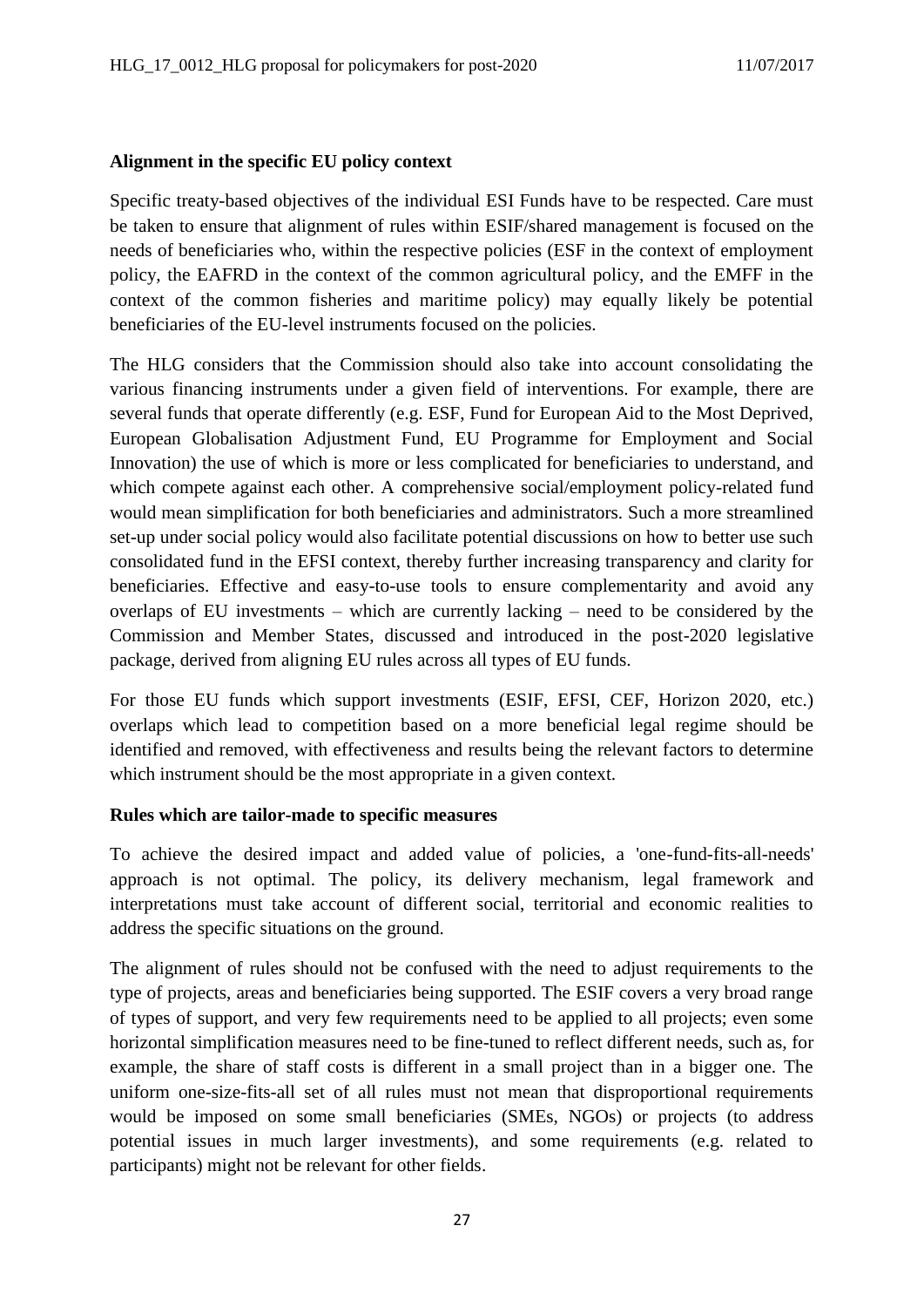**Alignment in the specific EU policy context**

Specific treaty-based objectives of the individual ESI Funds have to be respected. Care must be taken to ensure that alignment of rules within ESIF/shared management is focused on the needs of beneficiaries who, within the respective policies (ESF in the context of employment policy, the EAFRD in the context of the common agricultural policy, and the EMFF in the context of the common fisheries and maritime policy) may equally likely be potential beneficiaries of the EU-level instruments focused on the policies.

The HLG considers that the Commission should also take into account consolidating the various financing instruments under a given field of interventions. For example, there are several funds that operate differently (e.g. ESF, Fund for European Aid to the Most Deprived, European Globalisation Adjustment Fund, EU Programme for Employment and Social Innovation) the use of which is more or less complicated for beneficiaries to understand, and which compete against each other. A comprehensive social/employment policy-related fund would mean simplification for both beneficiaries and administrators. Such a more streamlined set-up under social policy would also facilitate potential discussions on how to better use such consolidated fund in the EFSI context, thereby further increasing transparency and clarity for beneficiaries. Effective and easy-to-use tools to ensure complementarity and avoid any overlaps of EU investments – which are currently lacking – need to be considered by the Commission and Member States, discussed and introduced in the post-2020 legislative package, derived from aligning EU rules across all types of EU funds.

For those EU funds which support investments (ESIF, EFSI, CEF, Horizon 2020, etc.) overlaps which lead to competition based on a more beneficial legal regime should be identified and removed, with effectiveness and results being the relevant factors to determine which instrument should be the most appropriate in a given context.

**Rules which are tailor-made to specific measures**

To achieve the desired impact and added value of policies, a 'one-fund-fits-all-needs' approach is not optimal. The policy, its delivery mechanism, legal framework and interpretations must take account of different social, territorial and economic realities to address the specific situations on the ground.

The alignment of rules should not be confused with the need to adjust requirements to the type of projects, areas and beneficiaries being supported. The ESIF covers a very broad range of types of support, and very few requirements need to be applied to all projects; even some horizontal simplification measures need to be fine-tuned to reflect different needs, such as, for example, the share of staff costs is different in a small project than in a bigger one. The uniform one-size-fits-all set of all rules must not mean that disproportional requirements would be imposed on some small beneficiaries (SMEs, NGOs) or projects (to address potential issues in much larger investments), and some requirements (e.g. related to participants) might not be relevant for other fields.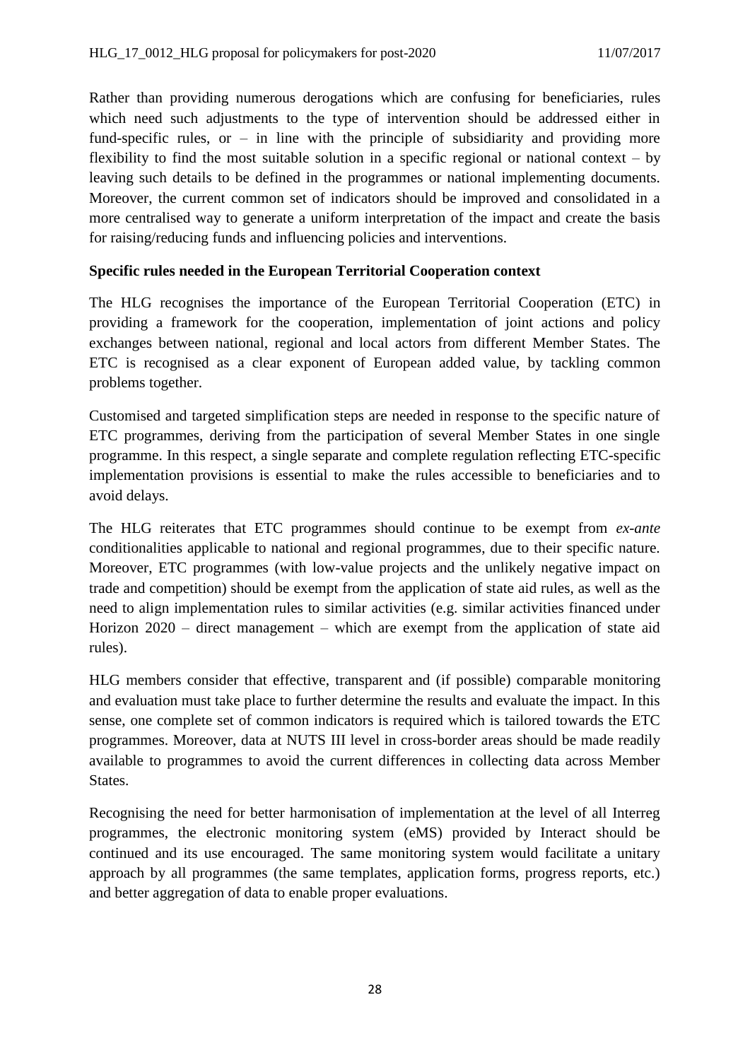Rather than providing numerous derogations which are confusing for beneficiaries, rules which need such adjustments to the type of intervention should be addressed either in fund-specific rules, or – in line with the principle of subsidiarity and providing more flexibility to find the most suitable solution in a specific regional or national context – by leaving such details to be defined in the programmes or national implementing documents. Moreover, the current common set of indicators should be improved and consolidated in a more centralised way to generate a uniform interpretation of the impact and create the basis for raising/reducing funds and influencing policies and interventions.

**Specific rules needed in the European Territorial Cooperation context**

The HLG recognises the importance of the European Territorial Cooperation (ETC) in providing a framework for the cooperation, implementation of joint actions and policy exchanges between national, regional and local actors from different Member States. The ETC is recognised as a clear exponent of European added value, by tackling common problems together.

Customised and targeted simplification steps are needed in response to the specific nature of ETC programmes, deriving from the participation of several Member States in one single programme. In this respect, a single separate and complete regulation reflecting ETC-specific implementation provisions is essential to make the rules accessible to beneficiaries and to avoid delays.

The HLG reiterates that ETC programmes should continue to be exempt from *ex-ante* conditionalities applicable to national and regional programmes, due to their specific nature. Moreover, ETC programmes (with low-value projects and the unlikely negative impact on trade and competition) should be exempt from the application of state aid rules, as well as the need to align implementation rules to similar activities (e.g. similar activities financed under Horizon 2020 – direct management – which are exempt from the application of state aid rules).

HLG members consider that effective, transparent and (if possible) comparable monitoring and evaluation must take place to further determine the results and evaluate the impact. In this sense, one complete set of common indicators is required which is tailored towards the ETC programmes. Moreover, data at NUTS III level in cross-border areas should be made readily available to programmes to avoid the current differences in collecting data across Member States.

Recognising the need for better harmonisation of implementation at the level of all Interreg programmes, the electronic monitoring system (eMS) provided by Interact should be continued and its use encouraged. The same monitoring system would facilitate a unitary approach by all programmes (the same templates, application forms, progress reports, etc.) and better aggregation of data to enable proper evaluations.